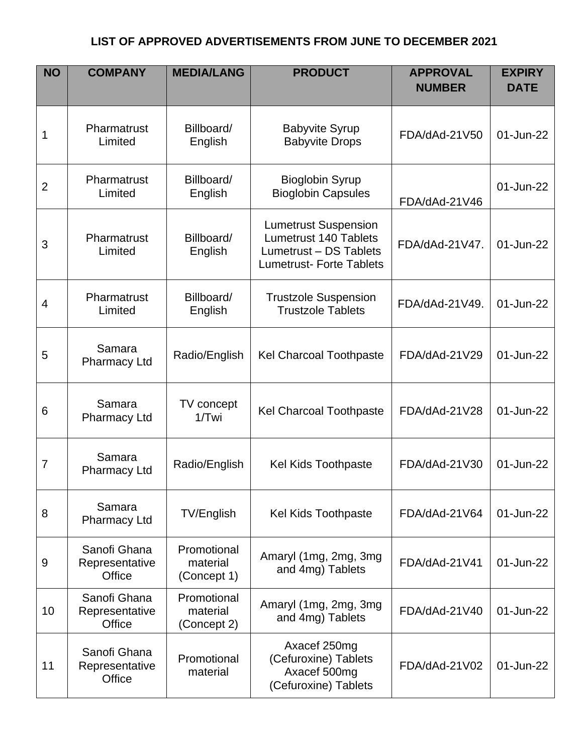**LIST OF APPROVED ADVERTISEMENTS FROM JUNE TO DECEMBER 2021**

| NO | COMPANY | MEDIA/LANG | PRODUCT | APPROVAL NUMBER | EXPIRY DATE |
|---|---|---|---|---|---|
| 1 | Pharmatrust Limited | Billboard/ English | Babyvite Syrup<br>Babyvite Drops | FDA/dAd-21V50 | 01-Jun-22 |
| 2 | Pharmatrust Limited | Billboard/ English | Bioglobin Syrup<br>Bioglobin Capsules | FDA/dAd-21V46 | 01-Jun-22 |
| 3 | Pharmatrust Limited | Billboard/ English | Lumetrust Suspension<br>Lumetrust 140 Tablets<br>Lumetrust – DS Tablets<br>Lumetrust- Forte Tablets | FDA/dAd-21V47. | 01-Jun-22 |
| 4 | Pharmatrust Limited | Billboard/ English | Trustzole Suspension<br>Trustzole Tablets | FDA/dAd-21V49. | 01-Jun-22 |
| 5 | Samara Pharmacy Ltd | Radio/English | Kel Charcoal Toothpaste | FDA/dAd-21V29 | 01-Jun-22 |
| 6 | Samara Pharmacy Ltd | TV concept 1/Twi | Kel Charcoal Toothpaste | FDA/dAd-21V28 | 01-Jun-22 |
| 7 | Samara Pharmacy Ltd | Radio/English | Kel Kids Toothpaste | FDA/dAd-21V30 | 01-Jun-22 |
| 8 | Samara Pharmacy Ltd | TV/English | Kel Kids Toothpaste | FDA/dAd-21V64 | 01-Jun-22 |
| 9 | Sanofi Ghana Representative Office | Promotional material (Concept 1) | Amaryl (1mg, 2mg, 3mg and 4mg) Tablets | FDA/dAd-21V41 | 01-Jun-22 |
| 10 | Sanofi Ghana Representative Office | Promotional material (Concept 2) | Amaryl (1mg, 2mg, 3mg and 4mg) Tablets | FDA/dAd-21V40 | 01-Jun-22 |
| 11 | Sanofi Ghana Representative Office | Promotional material | Axacef 250mg (Cefuroxine) Tablets<br>Axacef 500mg (Cefuroxine) Tablets | FDA/dAd-21V02 | 01-Jun-22 |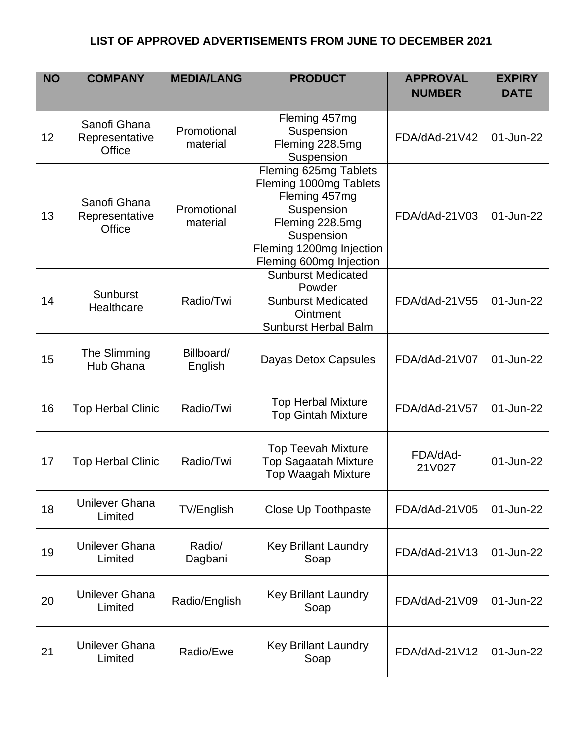**LIST OF APPROVED ADVERTISEMENTS FROM JUNE TO DECEMBER 2021**

| NO | COMPANY | MEDIA/LANG | PRODUCT | APPROVAL NUMBER | EXPIRY DATE |
|---|---|---|---|---|---|
| 12 | Sanofi Ghana Representative Office | Promotional material | Fleming 457mg Suspension<br>Fleming 228.5mg Suspension | FDA/dAd-21V42 | 01-Jun-22 |
| 13 | Sanofi Ghana Representative Office | Promotional material | Fleming 625mg Tablets<br>Fleming 1000mg Tablets<br>Fleming 457mg Suspension<br>Fleming 228.5mg Suspension<br>Fleming 1200mg Injection<br>Fleming 600mg Injection | FDA/dAd-21V03 | 01-Jun-22 |
| 14 | Sunburst Healthcare | Radio/Twi | Sunburst Medicated Powder<br>Sunburst Medicated Ointment<br>Sunburst Herbal Balm | FDA/dAd-21V55 | 01-Jun-22 |
| 15 | The Slimming Hub Ghana | Billboard/ English | Dayas Detox Capsules | FDA/dAd-21V07 | 01-Jun-22 |
| 16 | Top Herbal Clinic | Radio/Twi | Top Herbal Mixture<br>Top Gintah Mixture | FDA/dAd-21V57 | 01-Jun-22 |
| 17 | Top Herbal Clinic | Radio/Twi | Top Teevah Mixture<br>Top Sagaatah Mixture<br>Top Waagah Mixture | FDA/dAd-21V027 | 01-Jun-22 |
| 18 | Unilever Ghana Limited | TV/English | Close Up Toothpaste | FDA/dAd-21V05 | 01-Jun-22 |
| 19 | Unilever Ghana Limited | Radio/ Dagbani | Key Brillant Laundry Soap | FDA/dAd-21V13 | 01-Jun-22 |
| 20 | Unilever Ghana Limited | Radio/English | Key Brillant Laundry Soap | FDA/dAd-21V09 | 01-Jun-22 |
| 21 | Unilever Ghana Limited | Radio/Ewe | Key Brillant Laundry Soap | FDA/dAd-21V12 | 01-Jun-22 |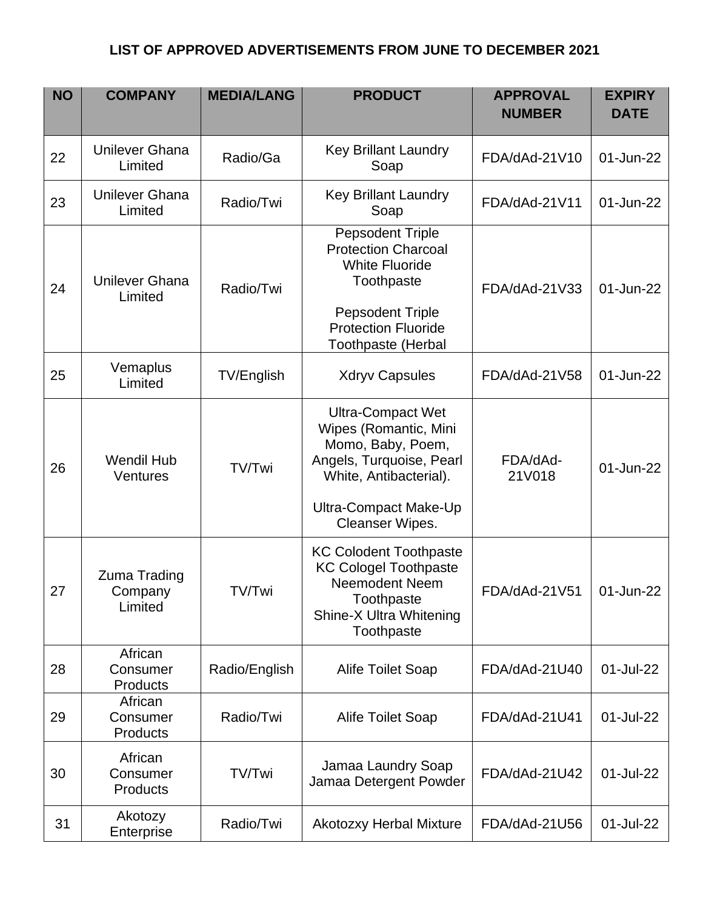**LIST OF APPROVED ADVERTISEMENTS FROM JUNE TO DECEMBER 2021**

| NO | COMPANY | MEDIA/LANG | PRODUCT | APPROVAL NUMBER | EXPIRY DATE |
|---|---|---|---|---|---|
| 22 | Unilever Ghana Limited | Radio/Ga | Key Brillant Laundry Soap | FDA/dAd-21V10 | 01-Jun-22 |
| 23 | Unilever Ghana Limited | Radio/Twi | Key Brillant Laundry Soap | FDA/dAd-21V11 | 01-Jun-22 |
| 24 | Unilever Ghana Limited | Radio/Twi | Pepsodent Triple Protection Charcoal White Fluoride Toothpaste<br><br>Pepsodent Triple Protection Fluoride Toothpaste (Herbal | FDA/dAd-21V33 | 01-Jun-22 |
| 25 | Vemaplus Limited | TV/English | Xdryv Capsules | FDA/dAd-21V58 | 01-Jun-22 |
| 26 | Wendil Hub Ventures | TV/Twi | Ultra-Compact Wet Wipes (Romantic, Mini Momo, Baby, Poem, Angels, Turquoise, Pearl White, Antibacterial).<br><br>Ultra-Compact Make-Up Cleanser Wipes. | FDA/dAd-21V018 | 01-Jun-22 |
| 27 | Zuma Trading Company Limited | TV/Twi | KC Colodent Toothpaste<br>KC Cologel Toothpaste<br>Neemodent Neem Toothpaste<br>Shine-X Ultra Whitening Toothpaste | FDA/dAd-21V51 | 01-Jun-22 |
| 28 | African Consumer Products | Radio/English | Alife Toilet Soap | FDA/dAd-21U40 | 01-Jul-22 |
| 29 | African Consumer Products | Radio/Twi | Alife Toilet Soap | FDA/dAd-21U41 | 01-Jul-22 |
| 30 | African Consumer Products | TV/Twi | Jamaa Laundry Soap<br>Jamaa Detergent Powder | FDA/dAd-21U42 | 01-Jul-22 |
| 31 | Akotozy Enterprise | Radio/Twi | Akotozxy Herbal Mixture | FDA/dAd-21U56 | 01-Jul-22 |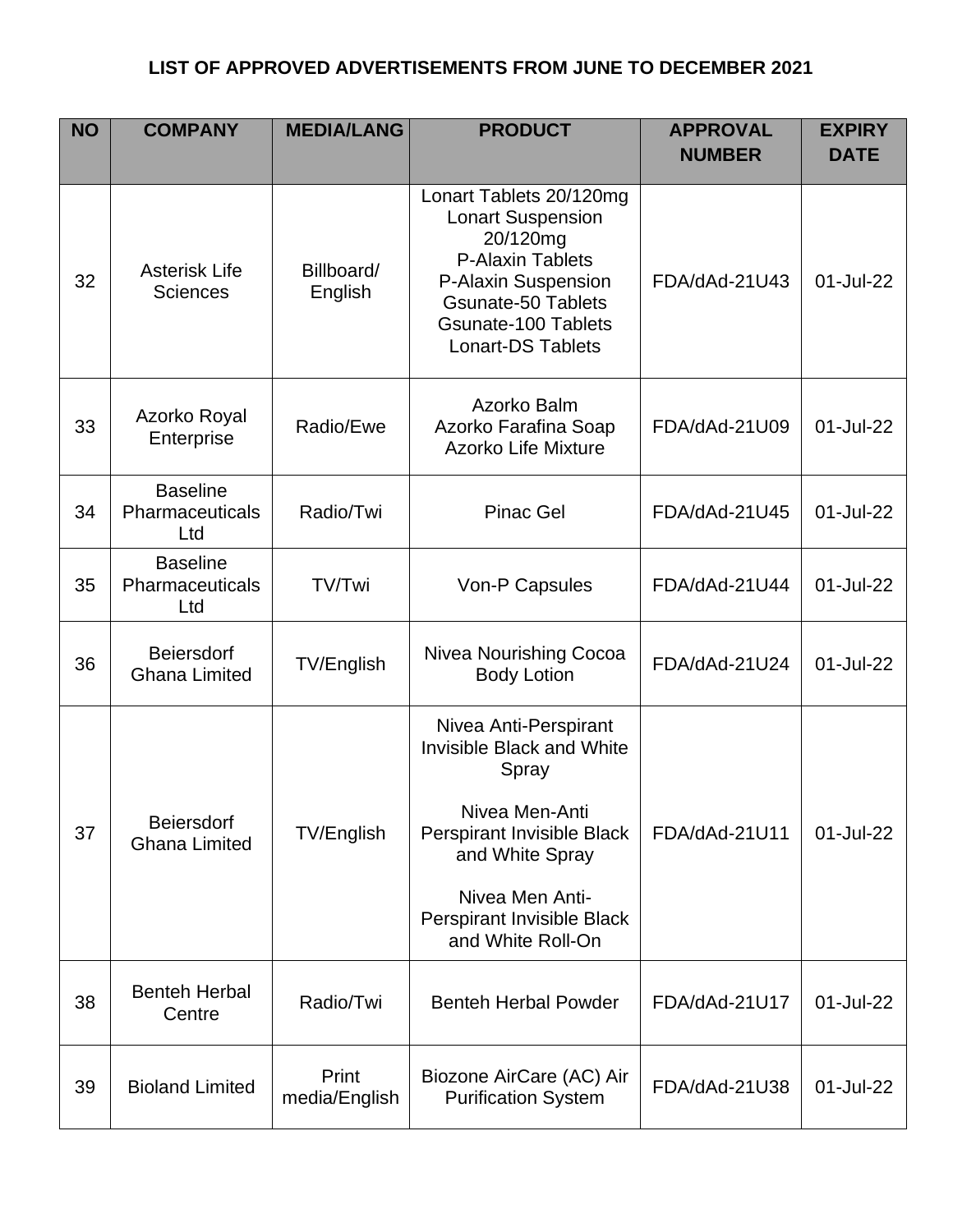**LIST OF APPROVED ADVERTISEMENTS FROM JUNE TO DECEMBER 2021**

| NO | COMPANY | MEDIA/LANG | PRODUCT | APPROVAL NUMBER | EXPIRY DATE |
|---|---|---|---|---|---|
| 32 | Asterisk Life Sciences | Billboard/ English | Lonart Tablets 20/120mg<br>Lonart Suspension 20/120mg<br>P-Alaxin Tablets<br>P-Alaxin Suspension<br>Gsunate-50 Tablets<br>Gsunate-100 Tablets<br>Lonart-DS Tablets | FDA/dAd-21U43 | 01-Jul-22 |
| 33 | Azorko Royal Enterprise | Radio/Ewe | Azorko Balm<br>Azorko Farafina Soap<br>Azorko Life Mixture | FDA/dAd-21U09 | 01-Jul-22 |
| 34 | Baseline Pharmaceuticals Ltd | Radio/Twi | Pinac Gel | FDA/dAd-21U45 | 01-Jul-22 |
| 35 | Baseline Pharmaceuticals Ltd | TV/Twi | Von-P Capsules | FDA/dAd-21U44 | 01-Jul-22 |
| 36 | Beiersdorf Ghana Limited | TV/English | Nivea Nourishing Cocoa Body Lotion | FDA/dAd-21U24 | 01-Jul-22 |
| 37 | Beiersdorf Ghana Limited | TV/English | Nivea Anti-Perspirant Invisible Black and White Spray<br><br>Nivea Men-Anti Perspirant Invisible Black and White Spray<br><br>Nivea Men Anti-Perspirant Invisible Black and White Roll-On | FDA/dAd-21U11 | 01-Jul-22 |
| 38 | Benteh Herbal Centre | Radio/Twi | Benteh Herbal Powder | FDA/dAd-21U17 | 01-Jul-22 |
| 39 | Bioland Limited | Print media/English | Biozone AirCare (AC) Air Purification System | FDA/dAd-21U38 | 01-Jul-22 |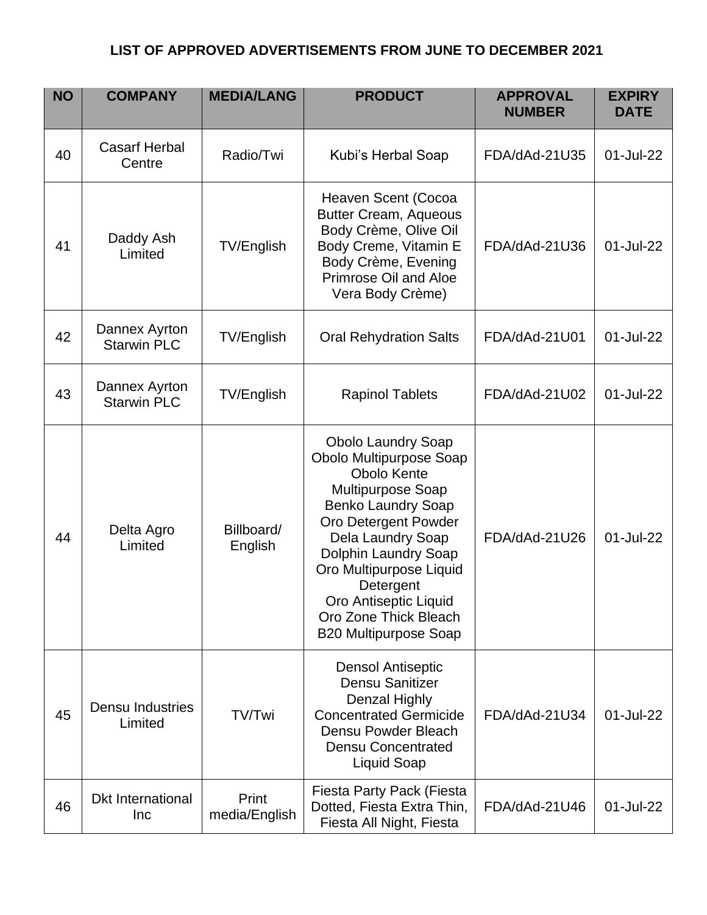**LIST OF APPROVED ADVERTISEMENTS FROM JUNE TO DECEMBER 2021**

| NO | COMPANY | MEDIA/LANG | PRODUCT | APPROVAL NUMBER | EXPIRY DATE |
|---|---|---|---|---|---|
| 40 | Casarf Herbal Centre | Radio/Twi | Kubi's Herbal Soap | FDA/dAd-21U35 | 01-Jul-22 |
| 41 | Daddy Ash Limited | TV/English | Heaven Scent (Cocoa Butter Cream, Aqueous Body Crème, Olive Oil Body Creme, Vitamin E Body Crème, Evening Primrose Oil and Aloe Vera Body Crème) | FDA/dAd-21U36 | 01-Jul-22 |
| 42 | Dannex Ayrton Starwin PLC | TV/English | Oral Rehydration Salts | FDA/dAd-21U01 | 01-Jul-22 |
| 43 | Dannex Ayrton Starwin PLC | TV/English | Rapinol Tablets | FDA/dAd-21U02 | 01-Jul-22 |
| 44 | Delta Agro Limited | Billboard/ English | Obolo Laundry Soap<br>Obolo Multipurpose Soap<br>Obolo Kente Multipurpose Soap<br>Benko Laundry Soap<br>Oro Detergent Powder<br>Dela Laundry Soap<br>Dolphin Laundry Soap<br>Oro Multipurpose Liquid Detergent<br>Oro Antiseptic Liquid<br>Oro Zone Thick Bleach<br>B20 Multipurpose Soap | FDA/dAd-21U26 | 01-Jul-22 |
| 45 | Densu Industries Limited | TV/Twi | Densol Antiseptic<br>Densu Sanitizer<br>Denzal Highly Concentrated Germicide<br>Densu Powder Bleach<br>Densu Concentrated Liquid Soap | FDA/dAd-21U34 | 01-Jul-22 |
| 46 | Dkt International Inc | Print media/English | Fiesta Party Pack (Fiesta Dotted, Fiesta Extra Thin, Fiesta All Night, Fiesta | FDA/dAd-21U46 | 01-Jul-22 |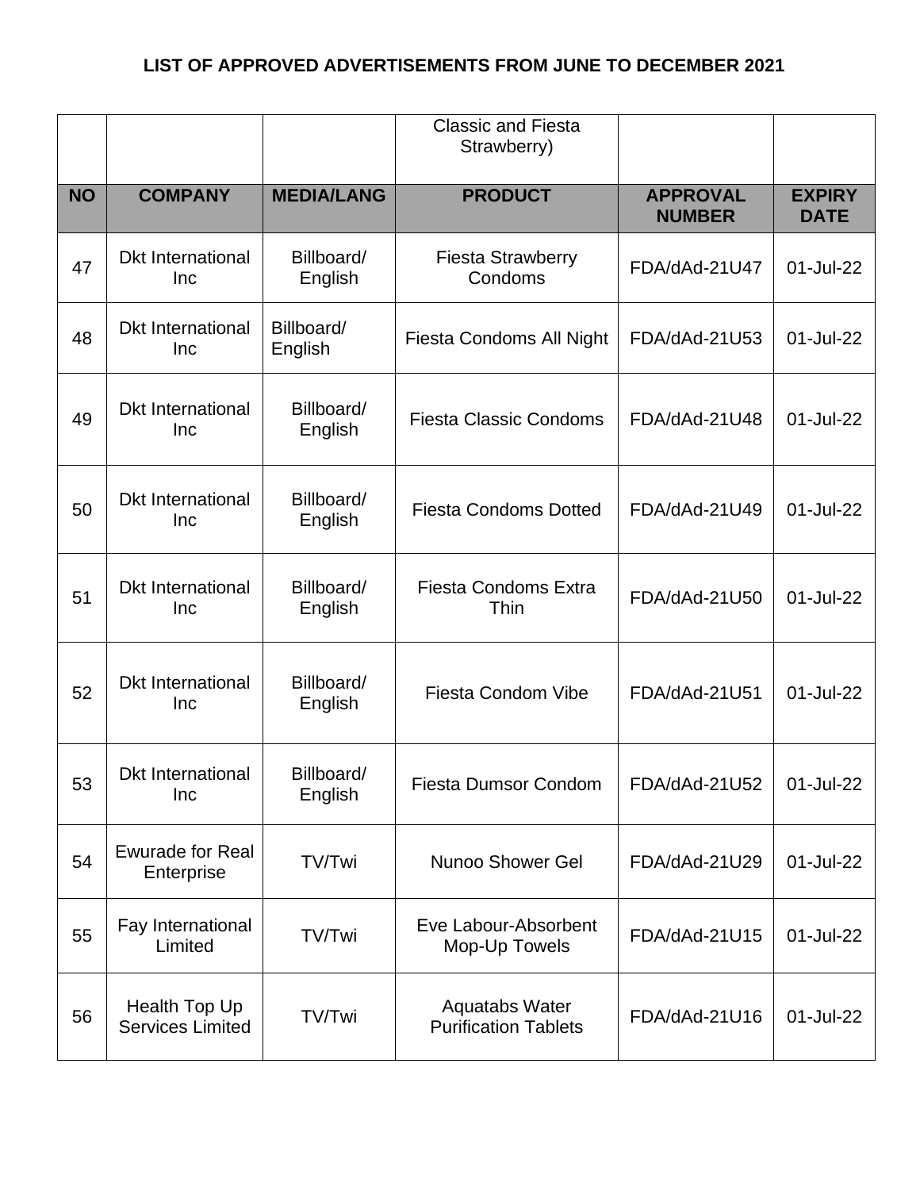# LIST OF APPROVED ADVERTISEMENTS FROM JUNE TO DECEMBER 2021

| | | | Classic and Fiesta Strawberry) | | |
|---|---|---|---|---|---|
| **NO** | **COMPANY** | **MEDIA/LANG** | **PRODUCT** | **APPROVAL NUMBER** | **EXPIRY DATE** |
| 47 | Dkt International Inc | Billboard/ English | Fiesta Strawberry Condoms | FDA/dAd-21U47 | 01-Jul-22 |
| 48 | Dkt International Inc | Billboard/ English | Fiesta Condoms All Night | FDA/dAd-21U53 | 01-Jul-22 |
| 49 | Dkt International Inc | Billboard/ English | Fiesta Classic Condoms | FDA/dAd-21U48 | 01-Jul-22 |
| 50 | Dkt International Inc | Billboard/ English | Fiesta Condoms Dotted | FDA/dAd-21U49 | 01-Jul-22 |
| 51 | Dkt International Inc | Billboard/ English | Fiesta Condoms Extra Thin | FDA/dAd-21U50 | 01-Jul-22 |
| 52 | Dkt International Inc | Billboard/ English | Fiesta Condom Vibe | FDA/dAd-21U51 | 01-Jul-22 |
| 53 | Dkt International Inc | Billboard/ English | Fiesta Dumsor Condom | FDA/dAd-21U52 | 01-Jul-22 |
| 54 | Ewurade for Real Enterprise | TV/Twi | Nunoo Shower Gel | FDA/dAd-21U29 | 01-Jul-22 |
| 55 | Fay International Limited | TV/Twi | Eve Labour-Absorbent Mop-Up Towels | FDA/dAd-21U15 | 01-Jul-22 |
| 56 | Health Top Up Services Limited | TV/Twi | Aquatabs Water Purification Tablets | FDA/dAd-21U16 | 01-Jul-22 |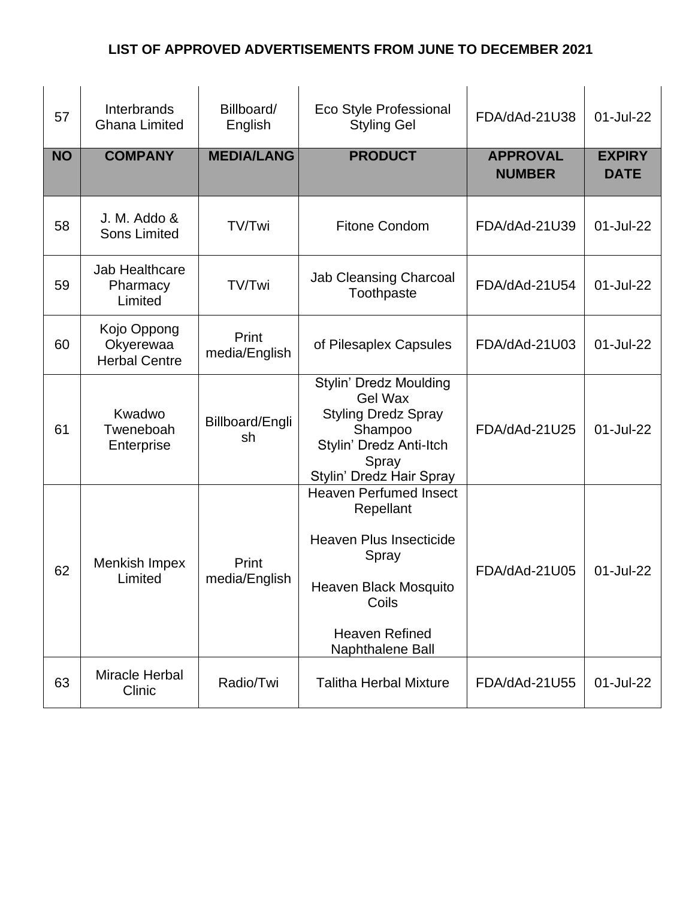# LIST OF APPROVED ADVERTISEMENTS FROM JUNE TO DECEMBER 2021

| NO | COMPANY | MEDIA/LANG | PRODUCT | APPROVAL NUMBER | EXPIRY DATE |
|---|---|---|---|---|---|
| 57 | Interbrands Ghana Limited | Billboard/ English | Eco Style Professional Styling Gel | FDA/dAd-21U38 | 01-Jul-22 |
| 58 | J. M. Addo & Sons Limited | TV/Twi | Fitone Condom | FDA/dAd-21U39 | 01-Jul-22 |
| 59 | Jab Healthcare Pharmacy Limited | TV/Twi | Jab Cleansing Charcoal Toothpaste | FDA/dAd-21U54 | 01-Jul-22 |
| 60 | Kojo Oppong Okyerewaa Herbal Centre | Print media/English | of Pilesaplex Capsules | FDA/dAd-21U03 | 01-Jul-22 |
| 61 | Kwadwo Tweneboah Enterprise | Billboard/English | Stylin' Dredz Moulding Gel Wax<br>Styling Dredz Spray Shampoo<br>Stylin' Dredz Anti-Itch Spray<br>Stylin' Dredz Hair Spray | FDA/dAd-21U25 | 01-Jul-22 |
| 62 | Menkish Impex Limited | Print media/English | Heaven Perfumed Insect Repellant<br><br>Heaven Plus Insecticide Spray<br><br>Heaven Black Mosquito Coils<br><br>Heaven Refined Naphthalene Ball | FDA/dAd-21U05 | 01-Jul-22 |
| 63 | Miracle Herbal Clinic | Radio/Twi | Talitha Herbal Mixture | FDA/dAd-21U55 | 01-Jul-22 |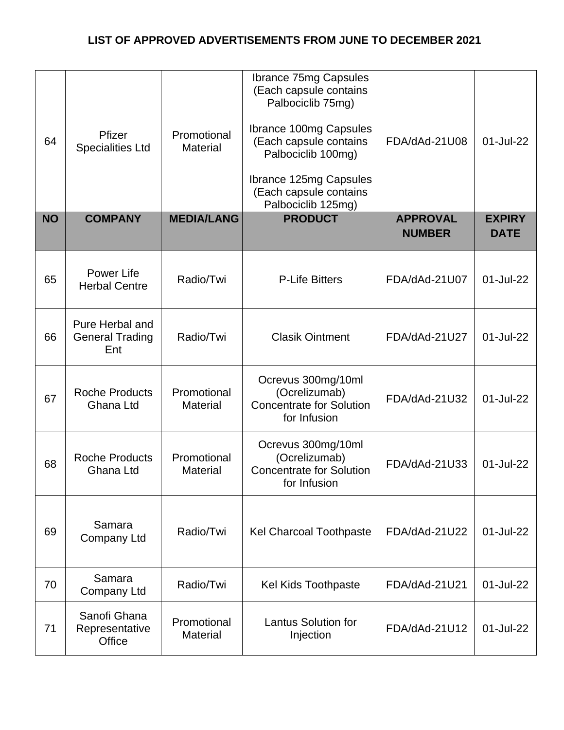## LIST OF APPROVED ADVERTISEMENTS FROM JUNE TO DECEMBER 2021

| NO | COMPANY | MEDIA/LANG | PRODUCT | APPROVAL NUMBER | EXPIRY DATE |
|---|---|---|---|---|---|
| 64 | Pfizer Specialities Ltd | Promotional Material | Ibrance 75mg Capsules (Each capsule contains Palbociclib 75mg)<br><br>Ibrance 100mg Capsules (Each capsule contains Palbociclib 100mg)<br><br>Ibrance 125mg Capsules (Each capsule contains Palbociclib 125mg) | FDA/dAd-21U08 | 01-Jul-22 |
| 65 | Power Life Herbal Centre | Radio/Twi | P-Life Bitters | FDA/dAd-21U07 | 01-Jul-22 |
| 66 | Pure Herbal and General Trading Ent | Radio/Twi | Clasik Ointment | FDA/dAd-21U27 | 01-Jul-22 |
| 67 | Roche Products Ghana Ltd | Promotional Material | Ocrevus 300mg/10ml (Ocrelizumab) Concentrate for Solution for Infusion | FDA/dAd-21U32 | 01-Jul-22 |
| 68 | Roche Products Ghana Ltd | Promotional Material | Ocrevus 300mg/10ml (Ocrelizumab) Concentrate for Solution for Infusion | FDA/dAd-21U33 | 01-Jul-22 |
| 69 | Samara Company Ltd | Radio/Twi | Kel Charcoal Toothpaste | FDA/dAd-21U22 | 01-Jul-22 |
| 70 | Samara Company Ltd | Radio/Twi | Kel Kids Toothpaste | FDA/dAd-21U21 | 01-Jul-22 |
| 71 | Sanofi Ghana Representative Office | Promotional Material | Lantus Solution for Injection | FDA/dAd-21U12 | 01-Jul-22 |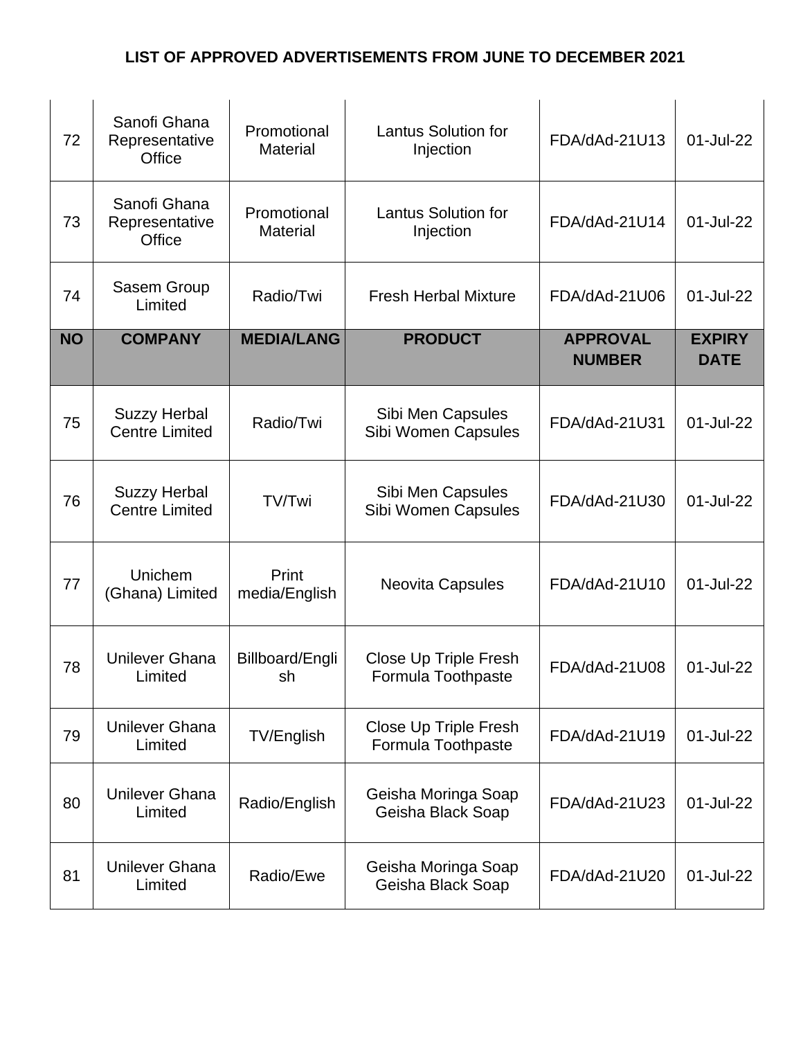# LIST OF APPROVED ADVERTISEMENTS FROM JUNE TO DECEMBER 2021

| NO | COMPANY | MEDIA/LANG | PRODUCT | APPROVAL NUMBER | EXPIRY DATE |
|---|---|---|---|---|---|
| 72 | Sanofi Ghana Representative Office | Promotional Material | Lantus Solution for Injection | FDA/dAd-21U13 | 01-Jul-22 |
| 73 | Sanofi Ghana Representative Office | Promotional Material | Lantus Solution for Injection | FDA/dAd-21U14 | 01-Jul-22 |
| 74 | Sasem Group Limited | Radio/Twi | Fresh Herbal Mixture | FDA/dAd-21U06 | 01-Jul-22 |
| 75 | Suzzy Herbal Centre Limited | Radio/Twi | Sibi Men Capsules Sibi Women Capsules | FDA/dAd-21U31 | 01-Jul-22 |
| 76 | Suzzy Herbal Centre Limited | TV/Twi | Sibi Men Capsules Sibi Women Capsules | FDA/dAd-21U30 | 01-Jul-22 |
| 77 | Unichem (Ghana) Limited | Print media/English | Neovita Capsules | FDA/dAd-21U10 | 01-Jul-22 |
| 78 | Unilever Ghana Limited | Billboard/English | Close Up Triple Fresh Formula Toothpaste | FDA/dAd-21U08 | 01-Jul-22 |
| 79 | Unilever Ghana Limited | TV/English | Close Up Triple Fresh Formula Toothpaste | FDA/dAd-21U19 | 01-Jul-22 |
| 80 | Unilever Ghana Limited | Radio/English | Geisha Moringa Soap Geisha Black Soap | FDA/dAd-21U23 | 01-Jul-22 |
| 81 | Unilever Ghana Limited | Radio/Ewe | Geisha Moringa Soap Geisha Black Soap | FDA/dAd-21U20 | 01-Jul-22 |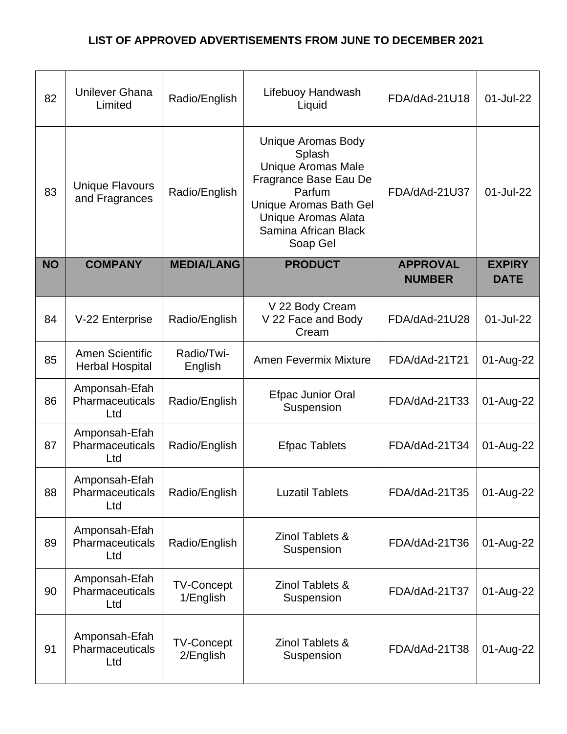## LIST OF APPROVED ADVERTISEMENTS FROM JUNE TO DECEMBER 2021

| NO | COMPANY | MEDIA/LANG | PRODUCT | APPROVAL NUMBER | EXPIRY DATE |
|---|---|---|---|---|---|
| 82 | Unilever Ghana Limited | Radio/English | Lifebuoy Handwash Liquid | FDA/dAd-21U18 | 01-Jul-22 |
| 83 | Unique Flavours and Fragrances | Radio/English | Unique Aromas Body Splash<br>Unique Aromas Male Fragrance Base Eau De Parfum<br>Unique Aromas Bath Gel<br>Unique Aromas Alata Samina African Black Soap Gel | FDA/dAd-21U37 | 01-Jul-22 |
| 84 | V-22 Enterprise | Radio/English | V 22 Body Cream<br>V 22 Face and Body Cream | FDA/dAd-21U28 | 01-Jul-22 |
| 85 | Amen Scientific Herbal Hospital | Radio/Twi-English | Amen Fevermix Mixture | FDA/dAd-21T21 | 01-Aug-22 |
| 86 | Amponsah-Efah Pharmaceuticals Ltd | Radio/English | Efpac Junior Oral Suspension | FDA/dAd-21T33 | 01-Aug-22 |
| 87 | Amponsah-Efah Pharmaceuticals Ltd | Radio/English | Efpac Tablets | FDA/dAd-21T34 | 01-Aug-22 |
| 88 | Amponsah-Efah Pharmaceuticals Ltd | Radio/English | Luzatil Tablets | FDA/dAd-21T35 | 01-Aug-22 |
| 89 | Amponsah-Efah Pharmaceuticals Ltd | Radio/English | Zinol Tablets & Suspension | FDA/dAd-21T36 | 01-Aug-22 |
| 90 | Amponsah-Efah Pharmaceuticals Ltd | TV-Concept 1/English | Zinol Tablets & Suspension | FDA/dAd-21T37 | 01-Aug-22 |
| 91 | Amponsah-Efah Pharmaceuticals Ltd | TV-Concept 2/English | Zinol Tablets & Suspension | FDA/dAd-21T38 | 01-Aug-22 |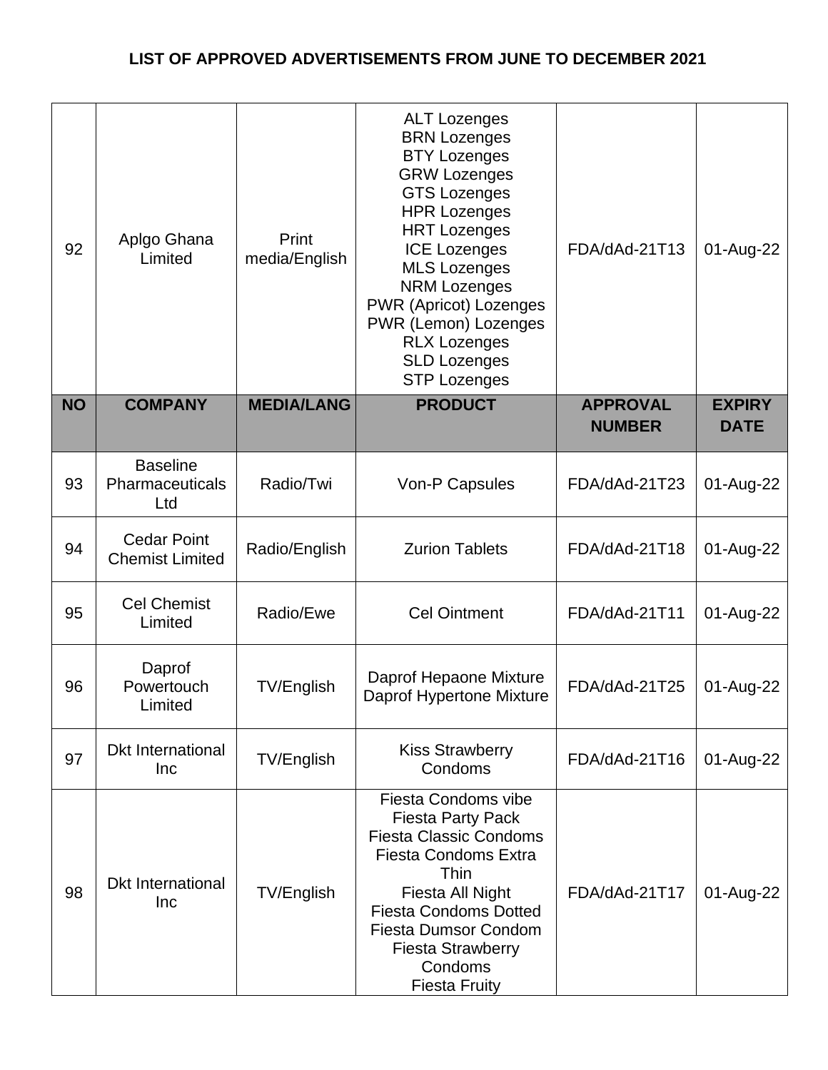**LIST OF APPROVED ADVERTISEMENTS FROM JUNE TO DECEMBER 2021**

| NO | COMPANY | MEDIA/LANG | PRODUCT | APPROVAL NUMBER | EXPIRY DATE |
|---|---|---|---|---|---|
| 92 | Aplgo Ghana Limited | Print media/English | ALT Lozenges<br>BRN Lozenges<br>BTY Lozenges<br>GRW Lozenges<br>GTS Lozenges<br>HPR Lozenges<br>HRT Lozenges<br>ICE Lozenges<br>MLS Lozenges<br>NRM Lozenges<br>PWR (Apricot) Lozenges<br>PWR (Lemon) Lozenges<br>RLX Lozenges<br>SLD Lozenges<br>STP Lozenges | FDA/dAd-21T13 | 01-Aug-22 |
| 93 | Baseline Pharmaceuticals Ltd | Radio/Twi | Von-P Capsules | FDA/dAd-21T23 | 01-Aug-22 |
| 94 | Cedar Point Chemist Limited | Radio/English | Zurion Tablets | FDA/dAd-21T18 | 01-Aug-22 |
| 95 | Cel Chemist Limited | Radio/Ewe | Cel Ointment | FDA/dAd-21T11 | 01-Aug-22 |
| 96 | Daprof Powertouch Limited | TV/English | Daprof Hepaone Mixture<br>Daprof Hypertone Mixture | FDA/dAd-21T25 | 01-Aug-22 |
| 97 | Dkt International Inc | TV/English | Kiss Strawberry Condoms | FDA/dAd-21T16 | 01-Aug-22 |
| 98 | Dkt International Inc | TV/English | Fiesta Condoms vibe<br>Fiesta Party Pack<br>Fiesta Classic Condoms<br>Fiesta Condoms Extra Thin<br>Fiesta All Night<br>Fiesta Condoms Dotted<br>Fiesta Dumsor Condom<br>Fiesta Strawberry Condoms<br>Fiesta Fruity | FDA/dAd-21T17 | 01-Aug-22 |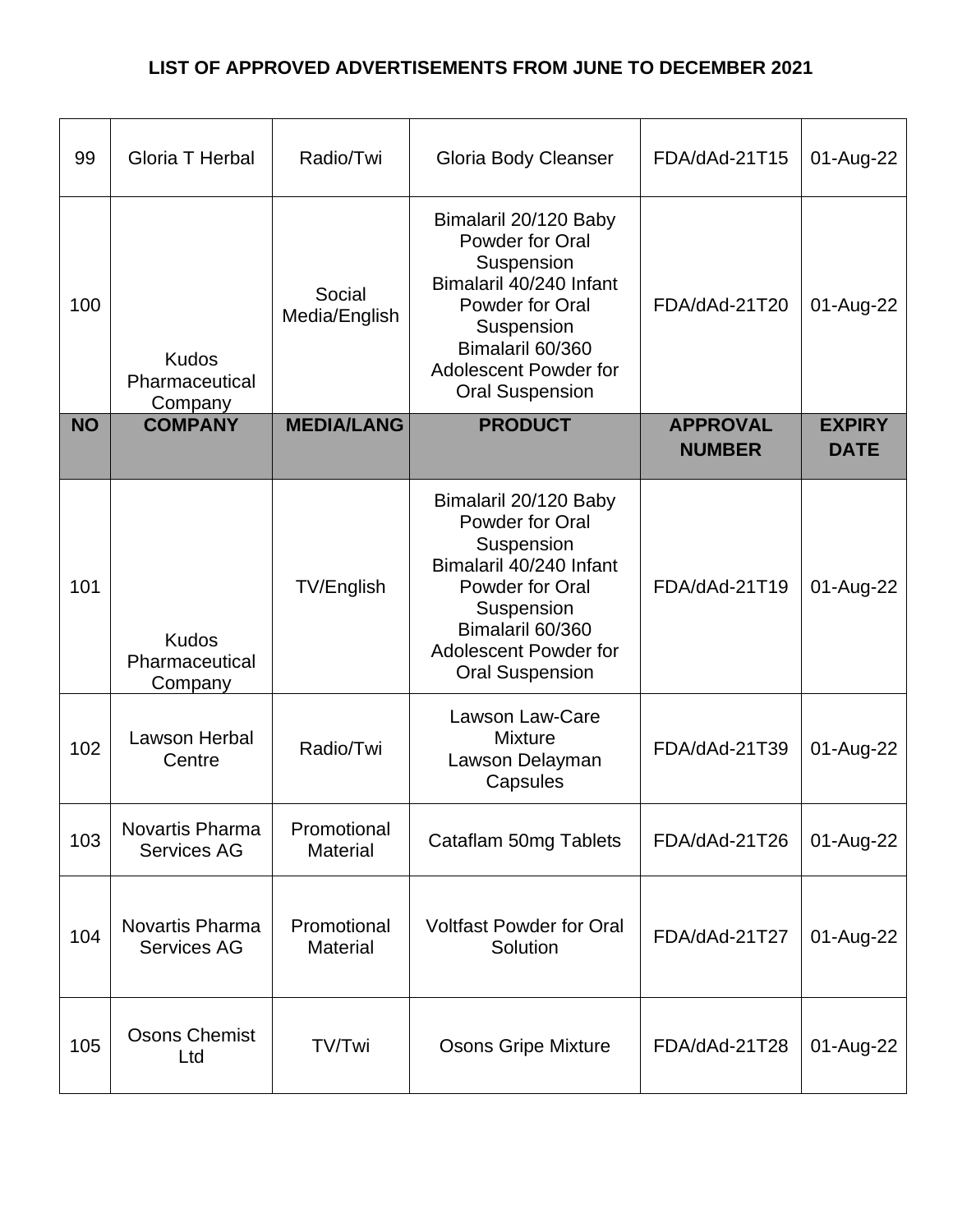# LIST OF APPROVED ADVERTISEMENTS FROM JUNE TO DECEMBER 2021

| NO | COMPANY | MEDIA/LANG | PRODUCT | APPROVAL NUMBER | EXPIRY DATE |
|---|---|---|---|---|---|
| 99 | Gloria T Herbal | Radio/Twi | Gloria Body Cleanser | FDA/dAd-21T15 | 01-Aug-22 |
| 100 | Kudos Pharmaceutical Company | Social Media/English | Bimalaril 20/120 Baby Powder for Oral Suspension Bimalaril 40/240 Infant Powder for Oral Suspension Bimalaril 60/360 Adolescent Powder for Oral Suspension | FDA/dAd-21T20 | 01-Aug-22 |
| 101 | Kudos Pharmaceutical Company | TV/English | Bimalaril 20/120 Baby Powder for Oral Suspension Bimalaril 40/240 Infant Powder for Oral Suspension Bimalaril 60/360 Adolescent Powder for Oral Suspension | FDA/dAd-21T19 | 01-Aug-22 |
| 102 | Lawson Herbal Centre | Radio/Twi | Lawson Law-Care Mixture Lawson Delayman Capsules | FDA/dAd-21T39 | 01-Aug-22 |
| 103 | Novartis Pharma Services AG | Promotional Material | Cataflam 50mg Tablets | FDA/dAd-21T26 | 01-Aug-22 |
| 104 | Novartis Pharma Services AG | Promotional Material | Voltfast Powder for Oral Solution | FDA/dAd-21T27 | 01-Aug-22 |
| 105 | Osons Chemist Ltd | TV/Twi | Osons Gripe Mixture | FDA/dAd-21T28 | 01-Aug-22 |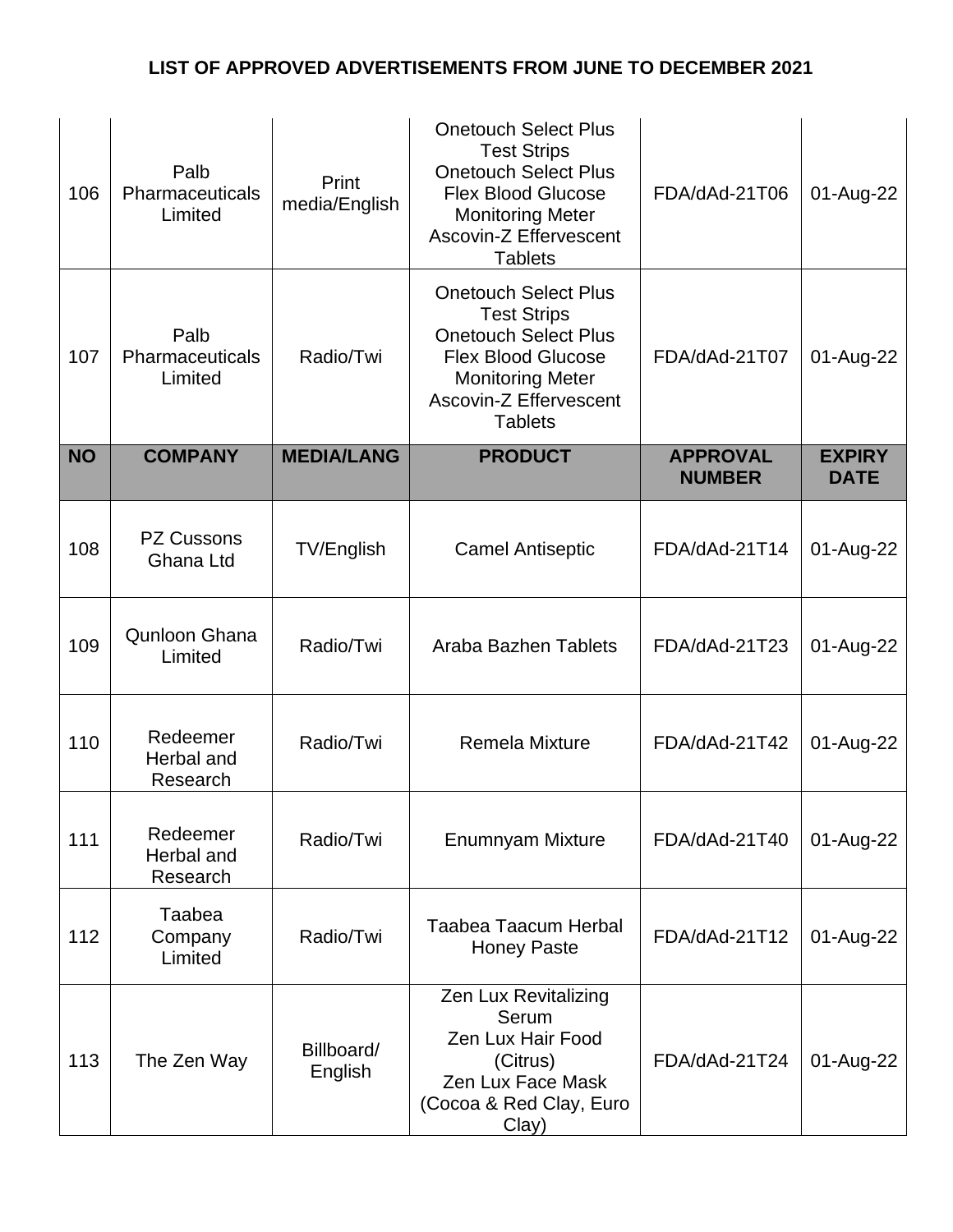# LIST OF APPROVED ADVERTISEMENTS FROM JUNE TO DECEMBER 2021

| NO | COMPANY | MEDIA/LANG | PRODUCT | APPROVAL NUMBER | EXPIRY DATE |
|---|---|---|---|---|---|
| 106 | Palb Pharmaceuticals Limited | Print media/English | Onetouch Select Plus Test Strips<br>Onetouch Select Plus Flex Blood Glucose Monitoring Meter<br>Ascovin-Z Effervescent Tablets | FDA/dAd-21T06 | 01-Aug-22 |
| 107 | Palb Pharmaceuticals Limited | Radio/Twi | Onetouch Select Plus Test Strips<br>Onetouch Select Plus Flex Blood Glucose Monitoring Meter<br>Ascovin-Z Effervescent Tablets | FDA/dAd-21T07 | 01-Aug-22 |
| 108 | PZ Cussons Ghana Ltd | TV/English | Camel Antiseptic | FDA/dAd-21T14 | 01-Aug-22 |
| 109 | Qunloon Ghana Limited | Radio/Twi | Araba Bazhen Tablets | FDA/dAd-21T23 | 01-Aug-22 |
| 110 | Redeemer Herbal and Research | Radio/Twi | Remela Mixture | FDA/dAd-21T42 | 01-Aug-22 |
| 111 | Redeemer Herbal and Research | Radio/Twi | Enumnyam Mixture | FDA/dAd-21T40 | 01-Aug-22 |
| 112 | Taabea Company Limited | Radio/Twi | Taabea Taacum Herbal Honey Paste | FDA/dAd-21T12 | 01-Aug-22 |
| 113 | The Zen Way | Billboard/ English | Zen Lux Revitalizing Serum<br>Zen Lux Hair Food (Citrus)<br>Zen Lux Face Mask (Cocoa & Red Clay, Euro Clay) | FDA/dAd-21T24 | 01-Aug-22 |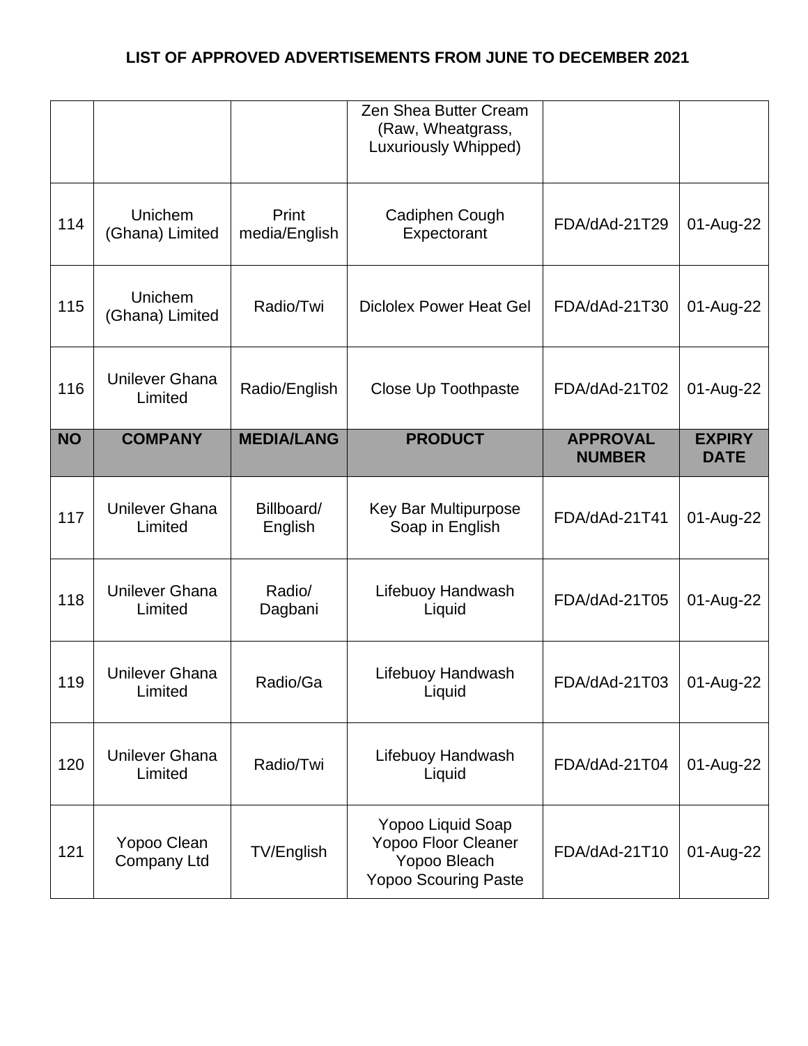## LIST OF APPROVED ADVERTISEMENTS FROM JUNE TO DECEMBER 2021

| NO | COMPANY | MEDIA/LANG | PRODUCT | APPROVAL NUMBER | EXPIRY DATE |
|---|---|---|---|---|---|
| | | | Zen Shea Butter Cream (Raw, Wheatgrass, Luxuriously Whipped) | | |
| 114 | Unichem (Ghana) Limited | Print media/English | Cadiphen Cough Expectorant | FDA/dAd-21T29 | 01-Aug-22 |
| 115 | Unichem (Ghana) Limited | Radio/Twi | Diclolex Power Heat Gel | FDA/dAd-21T30 | 01-Aug-22 |
| 116 | Unilever Ghana Limited | Radio/English | Close Up Toothpaste | FDA/dAd-21T02 | 01-Aug-22 |
| 117 | Unilever Ghana Limited | Billboard/ English | Key Bar Multipurpose Soap in English | FDA/dAd-21T41 | 01-Aug-22 |
| 118 | Unilever Ghana Limited | Radio/ Dagbani | Lifebuoy Handwash Liquid | FDA/dAd-21T05 | 01-Aug-22 |
| 119 | Unilever Ghana Limited | Radio/Ga | Lifebuoy Handwash Liquid | FDA/dAd-21T03 | 01-Aug-22 |
| 120 | Unilever Ghana Limited | Radio/Twi | Lifebuoy Handwash Liquid | FDA/dAd-21T04 | 01-Aug-22 |
| 121 | Yopoo Clean Company Ltd | TV/English | Yopoo Liquid Soap<br>Yopoo Floor Cleaner<br>Yopoo Bleach<br>Yopoo Scouring Paste | FDA/dAd-21T10 | 01-Aug-22 |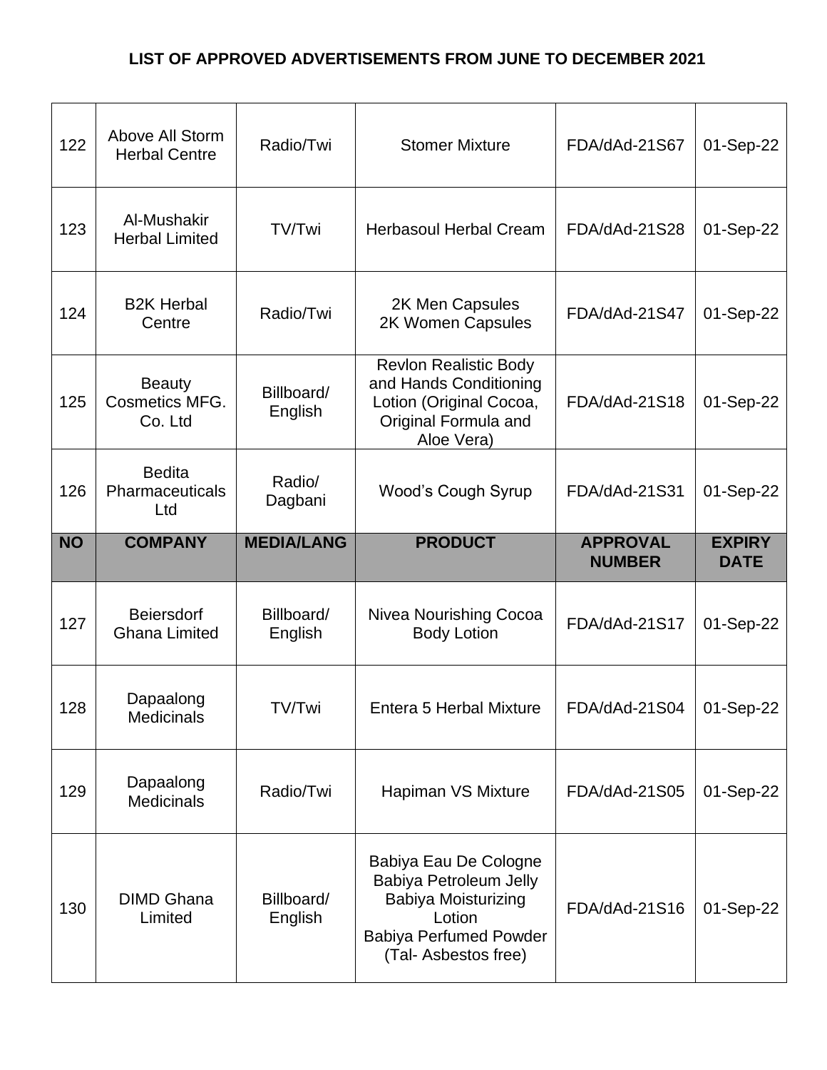**LIST OF APPROVED ADVERTISEMENTS FROM JUNE TO DECEMBER 2021**

| NO | COMPANY | MEDIA/LANG | PRODUCT | APPROVAL NUMBER | EXPIRY DATE |
|---|---|---|---|---|---|
| 122 | Above All Storm Herbal Centre | Radio/Twi | Stomer Mixture | FDA/dAd-21S67 | 01-Sep-22 |
| 123 | Al-Mushakir Herbal Limited | TV/Twi | Herbasoul Herbal Cream | FDA/dAd-21S28 | 01-Sep-22 |
| 124 | B2K Herbal Centre | Radio/Twi | 2K Men Capsules<br>2K Women Capsules | FDA/dAd-21S47 | 01-Sep-22 |
| 125 | Beauty Cosmetics MFG. Co. Ltd | Billboard/ English | Revlon Realistic Body and Hands Conditioning Lotion (Original Cocoa, Original Formula and Aloe Vera) | FDA/dAd-21S18 | 01-Sep-22 |
| 126 | Bedita Pharmaceuticals Ltd | Radio/ Dagbani | Wood's Cough Syrup | FDA/dAd-21S31 | 01-Sep-22 |
| 127 | Beiersdorf Ghana Limited | Billboard/ English | Nivea Nourishing Cocoa Body Lotion | FDA/dAd-21S17 | 01-Sep-22 |
| 128 | Dapaalong Medicinals | TV/Twi | Entera 5 Herbal Mixture | FDA/dAd-21S04 | 01-Sep-22 |
| 129 | Dapaalong Medicinals | Radio/Twi | Hapiman VS Mixture | FDA/dAd-21S05 | 01-Sep-22 |
| 130 | DIMD Ghana Limited | Billboard/ English | Babiya Eau De Cologne<br>Babiya Petroleum Jelly<br>Babiya Moisturizing Lotion<br>Babiya Perfumed Powder (Tal- Asbestos free) | FDA/dAd-21S16 | 01-Sep-22 |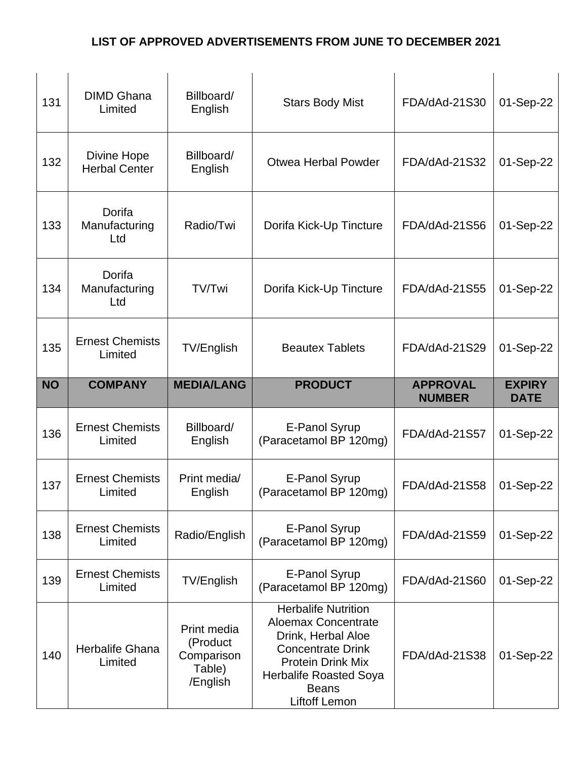# LIST OF APPROVED ADVERTISEMENTS FROM JUNE TO DECEMBER 2021

| NO | COMPANY | MEDIA/LANG | PRODUCT | APPROVAL NUMBER | EXPIRY DATE |
|---|---|---|---|---|---|
| 131 | DIMD Ghana Limited | Billboard/ English | Stars Body Mist | FDA/dAd-21S30 | 01-Sep-22 |
| 132 | Divine Hope Herbal Center | Billboard/ English | Otwea Herbal Powder | FDA/dAd-21S32 | 01-Sep-22 |
| 133 | Dorifa Manufacturing Ltd | Radio/Twi | Dorifa Kick-Up Tincture | FDA/dAd-21S56 | 01-Sep-22 |
| 134 | Dorifa Manufacturing Ltd | TV/Twi | Dorifa Kick-Up Tincture | FDA/dAd-21S55 | 01-Sep-22 |
| 135 | Ernest Chemists Limited | TV/English | Beautex Tablets | FDA/dAd-21S29 | 01-Sep-22 |
| 136 | Ernest Chemists Limited | Billboard/ English | E-Panol Syrup (Paracetamol BP 120mg) | FDA/dAd-21S57 | 01-Sep-22 |
| 137 | Ernest Chemists Limited | Print media/ English | E-Panol Syrup (Paracetamol BP 120mg) | FDA/dAd-21S58 | 01-Sep-22 |
| 138 | Ernest Chemists Limited | Radio/English | E-Panol Syrup (Paracetamol BP 120mg) | FDA/dAd-21S59 | 01-Sep-22 |
| 139 | Ernest Chemists Limited | TV/English | E-Panol Syrup (Paracetamol BP 120mg) | FDA/dAd-21S60 | 01-Sep-22 |
| 140 | Herbalife Ghana Limited | Print media (Product Comparison Table) /English | Herbalife Nutrition Aloemax Concentrate Drink, Herbal Aloe Concentrate Drink Protein Drink Mix Herbalife Roasted Soya Beans Liftoff Lemon | FDA/dAd-21S38 | 01-Sep-22 |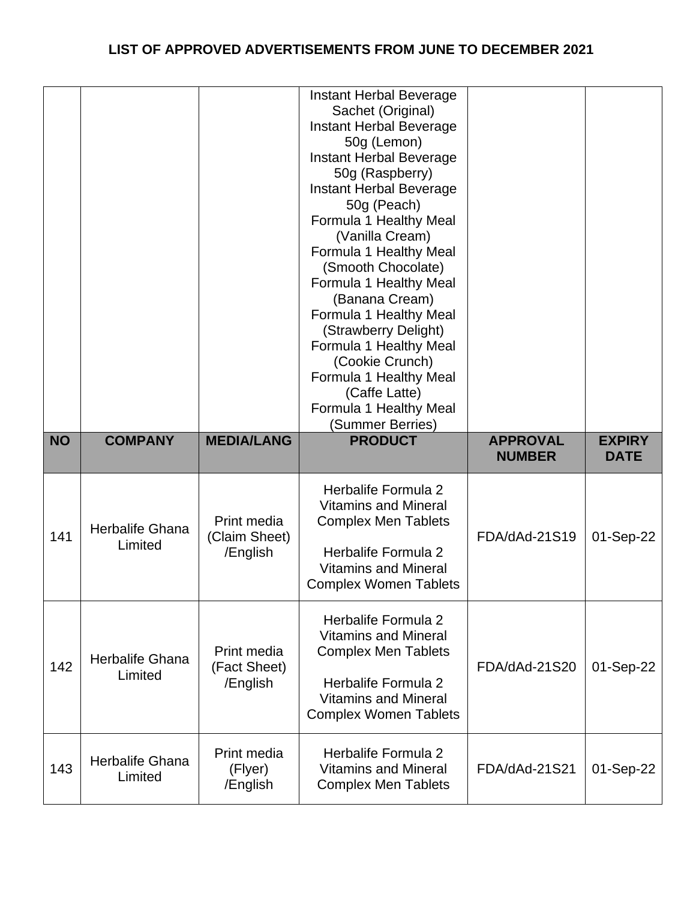# LIST OF APPROVED ADVERTISEMENTS FROM JUNE TO DECEMBER 2021

| NO | COMPANY | MEDIA/LANG | PRODUCT | APPROVAL NUMBER | EXPIRY DATE |
|---|---|---|---|---|---|
| | | | Instant Herbal Beverage Sachet (Original)<br>Instant Herbal Beverage 50g (Lemon)<br>Instant Herbal Beverage 50g (Raspberry)<br>Instant Herbal Beverage 50g (Peach)<br>Formula 1 Healthy Meal (Vanilla Cream)<br>Formula 1 Healthy Meal (Smooth Chocolate)<br>Formula 1 Healthy Meal (Banana Cream)<br>Formula 1 Healthy Meal (Strawberry Delight)<br>Formula 1 Healthy Meal (Cookie Crunch)<br>Formula 1 Healthy Meal (Caffe Latte)<br>Formula 1 Healthy Meal (Summer Berries) | | |
| 141 | Herbalife Ghana Limited | Print media (Claim Sheet) /English | Herbalife Formula 2 Vitamins and Mineral Complex Men Tablets<br><br>Herbalife Formula 2 Vitamins and Mineral Complex Women Tablets | FDA/dAd-21S19 | 01-Sep-22 |
| 142 | Herbalife Ghana Limited | Print media (Fact Sheet) /English | Herbalife Formula 2 Vitamins and Mineral Complex Men Tablets<br><br>Herbalife Formula 2 Vitamins and Mineral Complex Women Tablets | FDA/dAd-21S20 | 01-Sep-22 |
| 143 | Herbalife Ghana Limited | Print media (Flyer) /English | Herbalife Formula 2 Vitamins and Mineral Complex Men Tablets | FDA/dAd-21S21 | 01-Sep-22 |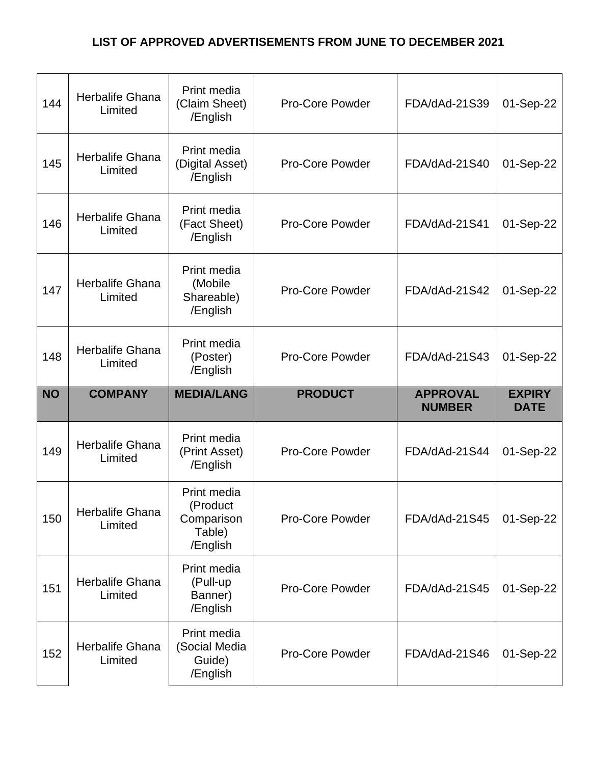# LIST OF APPROVED ADVERTISEMENTS FROM JUNE TO DECEMBER 2021

| NO | COMPANY | MEDIA/LANG | PRODUCT | APPROVAL NUMBER | EXPIRY DATE |
|---|---|---|---|---|---|
| 144 | Herbalife Ghana Limited | Print media (Claim Sheet) /English | Pro-Core Powder | FDA/dAd-21S39 | 01-Sep-22 |
| 145 | Herbalife Ghana Limited | Print media (Digital Asset) /English | Pro-Core Powder | FDA/dAd-21S40 | 01-Sep-22 |
| 146 | Herbalife Ghana Limited | Print media (Fact Sheet) /English | Pro-Core Powder | FDA/dAd-21S41 | 01-Sep-22 |
| 147 | Herbalife Ghana Limited | Print media (Mobile Shareable) /English | Pro-Core Powder | FDA/dAd-21S42 | 01-Sep-22 |
| 148 | Herbalife Ghana Limited | Print media (Poster) /English | Pro-Core Powder | FDA/dAd-21S43 | 01-Sep-22 |
| 149 | Herbalife Ghana Limited | Print media (Print Asset) /English | Pro-Core Powder | FDA/dAd-21S44 | 01-Sep-22 |
| 150 | Herbalife Ghana Limited | Print media (Product Comparison Table) /English | Pro-Core Powder | FDA/dAd-21S45 | 01-Sep-22 |
| 151 | Herbalife Ghana Limited | Print media (Pull-up Banner) /English | Pro-Core Powder | FDA/dAd-21S45 | 01-Sep-22 |
| 152 | Herbalife Ghana Limited | Print media (Social Media Guide) /English | Pro-Core Powder | FDA/dAd-21S46 | 01-Sep-22 |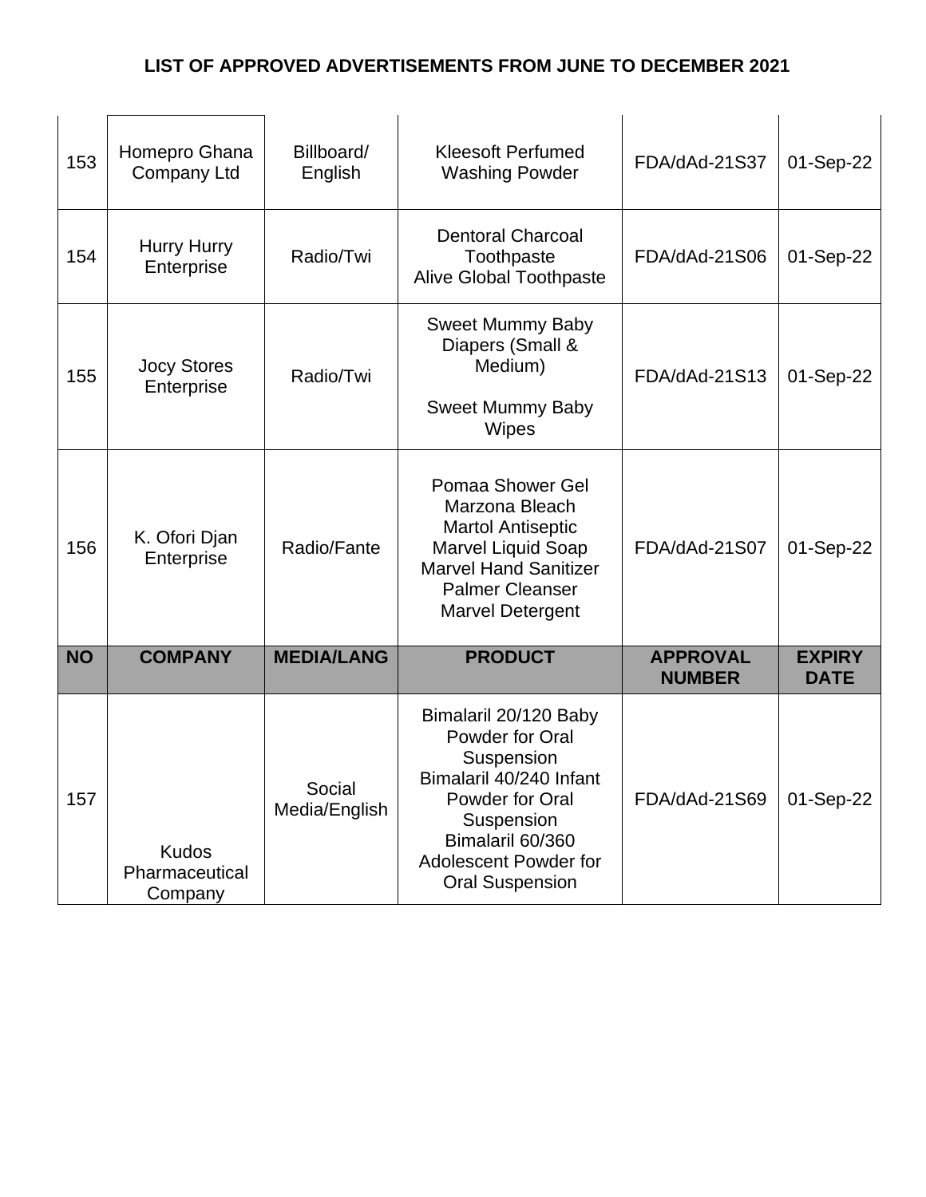# LIST OF APPROVED ADVERTISEMENTS FROM JUNE TO DECEMBER 2021

| NO | COMPANY | MEDIA/LANG | PRODUCT | APPROVAL NUMBER | EXPIRY DATE |
|---|---|---|---|---|---|
| 153 | Homepro Ghana Company Ltd | Billboard/ English | Kleesoft Perfumed Washing Powder | FDA/dAd-21S37 | 01-Sep-22 |
| 154 | Hurry Hurry Enterprise | Radio/Twi | Dentoral Charcoal Toothpaste<br>Alive Global Toothpaste | FDA/dAd-21S06 | 01-Sep-22 |
| 155 | Jocy Stores Enterprise | Radio/Twi | Sweet Mummy Baby Diapers (Small & Medium)<br>Sweet Mummy Baby Wipes | FDA/dAd-21S13 | 01-Sep-22 |
| 156 | K. Ofori Djan Enterprise | Radio/Fante | Pomaa Shower Gel<br>Marzona Bleach<br>Martol Antiseptic<br>Marvel Liquid Soap<br>Marvel Hand Sanitizer<br>Palmer Cleanser<br>Marvel Detergent | FDA/dAd-21S07 | 01-Sep-22 |
| 157 | Kudos Pharmaceutical Company | Social Media/English | Bimalaril 20/120 Baby Powder for Oral Suspension<br>Bimalaril 40/240 Infant Powder for Oral Suspension<br>Bimalaril 60/360 Adolescent Powder for Oral Suspension | FDA/dAd-21S69 | 01-Sep-22 |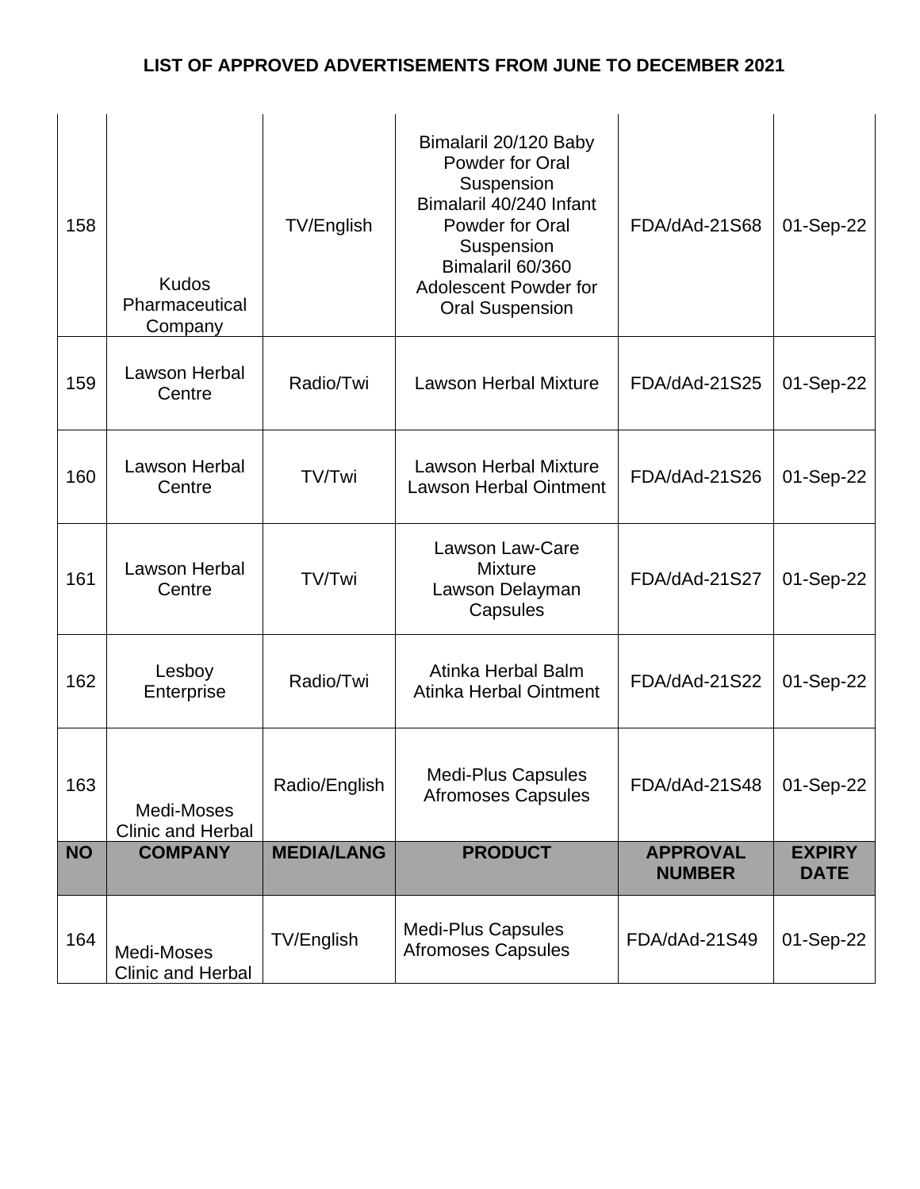**LIST OF APPROVED ADVERTISEMENTS FROM JUNE TO DECEMBER 2021**

| NO | COMPANY | MEDIA/LANG | PRODUCT | APPROVAL NUMBER | EXPIRY DATE |
|---|---|---|---|---|---|
| 158 | Kudos Pharmaceutical Company | TV/English | Bimalaril 20/120 Baby Powder for Oral Suspension<br>Bimalaril 40/240 Infant Powder for Oral Suspension<br>Bimalaril 60/360 Adolescent Powder for Oral Suspension | FDA/dAd-21S68 | 01-Sep-22 |
| 159 | Lawson Herbal Centre | Radio/Twi | Lawson Herbal Mixture | FDA/dAd-21S25 | 01-Sep-22 |
| 160 | Lawson Herbal Centre | TV/Twi | Lawson Herbal Mixture<br>Lawson Herbal Ointment | FDA/dAd-21S26 | 01-Sep-22 |
| 161 | Lawson Herbal Centre | TV/Twi | Lawson Law-Care Mixture<br>Lawson Delayman Capsules | FDA/dAd-21S27 | 01-Sep-22 |
| 162 | Lesboy Enterprise | Radio/Twi | Atinka Herbal Balm<br>Atinka Herbal Ointment | FDA/dAd-21S22 | 01-Sep-22 |
| 163 | Medi-Moses Clinic and Herbal | Radio/English | Medi-Plus Capsules<br>Afromoses Capsules | FDA/dAd-21S48 | 01-Sep-22 |
| 164 | Medi-Moses Clinic and Herbal | TV/English | Medi-Plus Capsules<br>Afromoses Capsules | FDA/dAd-21S49 | 01-Sep-22 |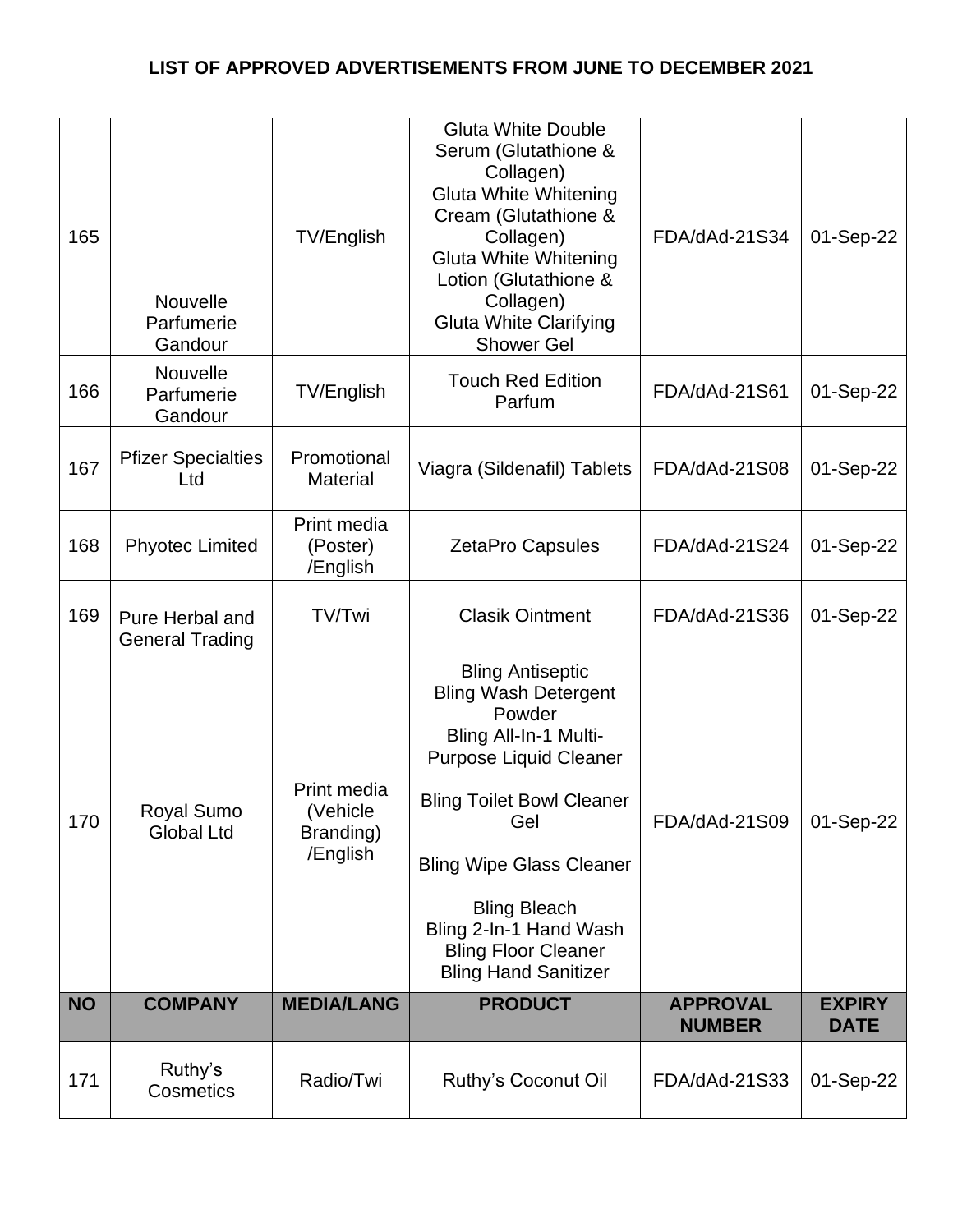# LIST OF APPROVED ADVERTISEMENTS FROM JUNE TO DECEMBER 2021

| NO | COMPANY | MEDIA/LANG | PRODUCT | APPROVAL NUMBER | EXPIRY DATE |
|---|---|---|---|---|---|
| 165 | Nouvelle Parfumerie Gandour | TV/English | Gluta White Double Serum (Glutathione & Collagen)<br>Gluta White Whitening Cream (Glutathione & Collagen)<br>Gluta White Whitening Lotion (Glutathione & Collagen)<br>Gluta White Clarifying Shower Gel | FDA/dAd-21S34 | 01-Sep-22 |
| 166 | Nouvelle Parfumerie Gandour | TV/English | Touch Red Edition Parfum | FDA/dAd-21S61 | 01-Sep-22 |
| 167 | Pfizer Specialties Ltd | Promotional Material | Viagra (Sildenafil) Tablets | FDA/dAd-21S08 | 01-Sep-22 |
| 168 | Phyotec Limited | Print media (Poster) /English | ZetaPro Capsules | FDA/dAd-21S24 | 01-Sep-22 |
| 169 | Pure Herbal and General Trading | TV/Twi | Clasik Ointment | FDA/dAd-21S36 | 01-Sep-22 |
| 170 | Royal Sumo Global Ltd | Print media (Vehicle Branding) /English | Bling Antiseptic<br>Bling Wash Detergent Powder<br>Bling All-In-1 Multi-Purpose Liquid Cleaner<br>Bling Toilet Bowl Cleaner Gel<br>Bling Wipe Glass Cleaner<br>Bling Bleach<br>Bling 2-In-1 Hand Wash<br>Bling Floor Cleaner<br>Bling Hand Sanitizer | FDA/dAd-21S09 | 01-Sep-22 |
| 171 | Ruthy's Cosmetics | Radio/Twi | Ruthy's Coconut Oil | FDA/dAd-21S33 | 01-Sep-22 |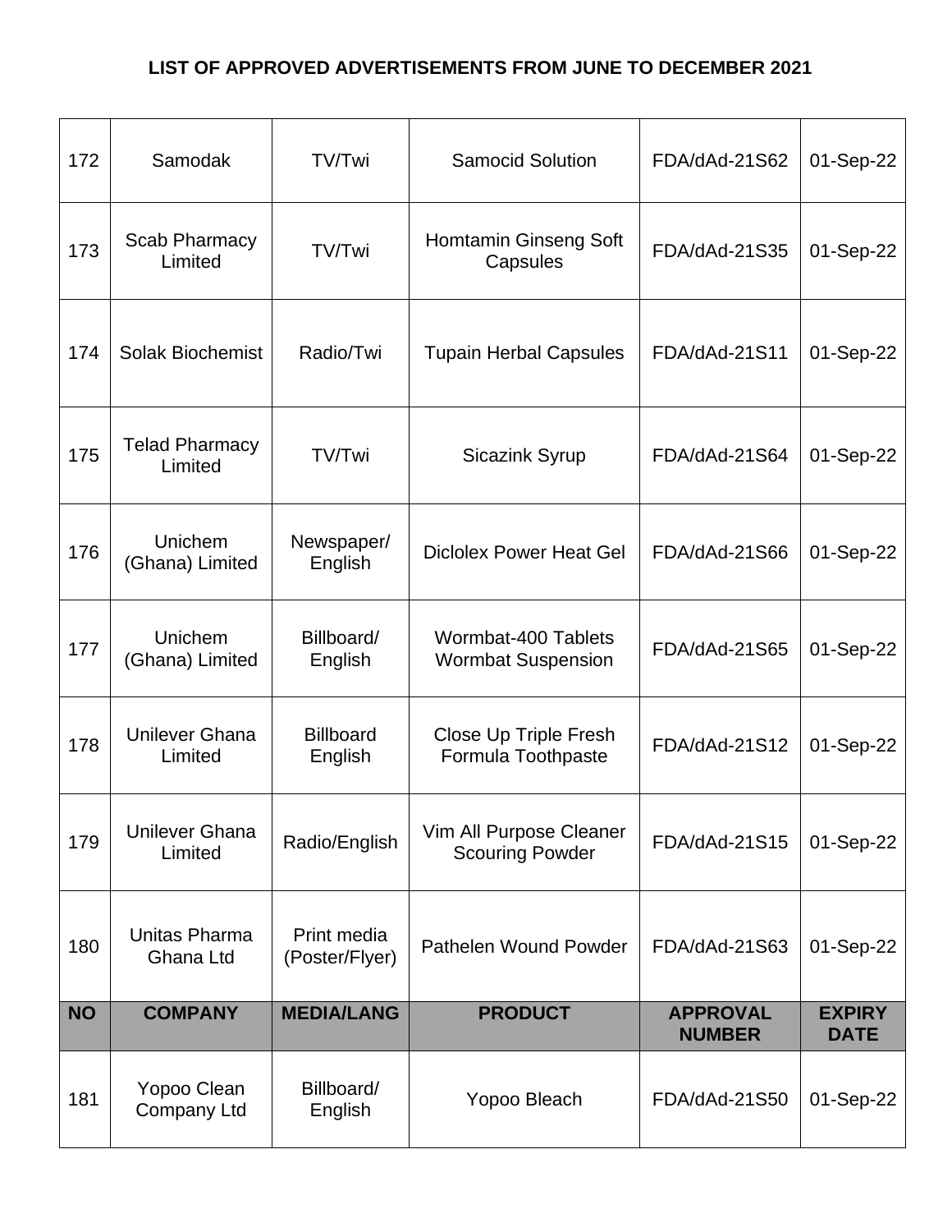## LIST OF APPROVED ADVERTISEMENTS FROM JUNE TO DECEMBER 2021

| NO | COMPANY | MEDIA/LANG | PRODUCT | APPROVAL NUMBER | EXPIRY DATE |
|---|---|---|---|---|---|
| 172 | Samodak | TV/Twi | Samocid Solution | FDA/dAd-21S62 | 01-Sep-22 |
| 173 | Scab Pharmacy Limited | TV/Twi | Homtamin Ginseng Soft Capsules | FDA/dAd-21S35 | 01-Sep-22 |
| 174 | Solak Biochemist | Radio/Twi | Tupain Herbal Capsules | FDA/dAd-21S11 | 01-Sep-22 |
| 175 | Telad Pharmacy Limited | TV/Twi | Sicazink Syrup | FDA/dAd-21S64 | 01-Sep-22 |
| 176 | Unichem (Ghana) Limited | Newspaper/ English | Diclolex Power Heat Gel | FDA/dAd-21S66 | 01-Sep-22 |
| 177 | Unichem (Ghana) Limited | Billboard/ English | Wormbat-400 Tablets Wormbat Suspension | FDA/dAd-21S65 | 01-Sep-22 |
| 178 | Unilever Ghana Limited | Billboard English | Close Up Triple Fresh Formula Toothpaste | FDA/dAd-21S12 | 01-Sep-22 |
| 179 | Unilever Ghana Limited | Radio/English | Vim All Purpose Cleaner Scouring Powder | FDA/dAd-21S15 | 01-Sep-22 |
| 180 | Unitas Pharma Ghana Ltd | Print media (Poster/Flyer) | Pathelen Wound Powder | FDA/dAd-21S63 | 01-Sep-22 |
| 181 | Yopoo Clean Company Ltd | Billboard/ English | Yopoo Bleach | FDA/dAd-21S50 | 01-Sep-22 |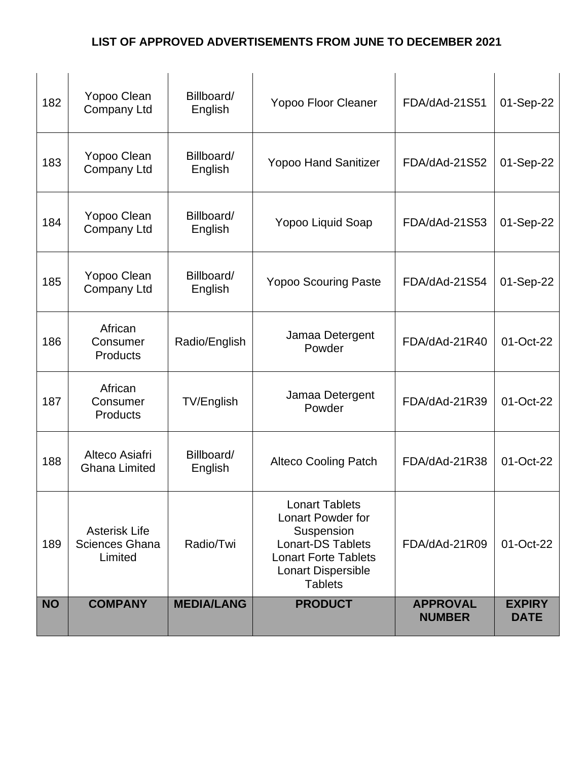# LIST OF APPROVED ADVERTISEMENTS FROM JUNE TO DECEMBER 2021

| NO | COMPANY | MEDIA/LANG | PRODUCT | APPROVAL NUMBER | EXPIRY DATE |
|---|---|---|---|---|---|
| 182 | Yopoo Clean Company Ltd | Billboard/ English | Yopoo Floor Cleaner | FDA/dAd-21S51 | 01-Sep-22 |
| 183 | Yopoo Clean Company Ltd | Billboard/ English | Yopoo Hand Sanitizer | FDA/dAd-21S52 | 01-Sep-22 |
| 184 | Yopoo Clean Company Ltd | Billboard/ English | Yopoo Liquid Soap | FDA/dAd-21S53 | 01-Sep-22 |
| 185 | Yopoo Clean Company Ltd | Billboard/ English | Yopoo Scouring Paste | FDA/dAd-21S54 | 01-Sep-22 |
| 186 | African Consumer Products | Radio/English | Jamaa Detergent Powder | FDA/dAd-21R40 | 01-Oct-22 |
| 187 | African Consumer Products | TV/English | Jamaa Detergent Powder | FDA/dAd-21R39 | 01-Oct-22 |
| 188 | Alteco Asiafri Ghana Limited | Billboard/ English | Alteco Cooling Patch | FDA/dAd-21R38 | 01-Oct-22 |
| 189 | Asterisk Life Sciences Ghana Limited | Radio/Twi | Lonart Tablets<br>Lonart Powder for Suspension<br>Lonart-DS Tablets<br>Lonart Forte Tablets<br>Lonart Dispersible Tablets | FDA/dAd-21R09 | 01-Oct-22 |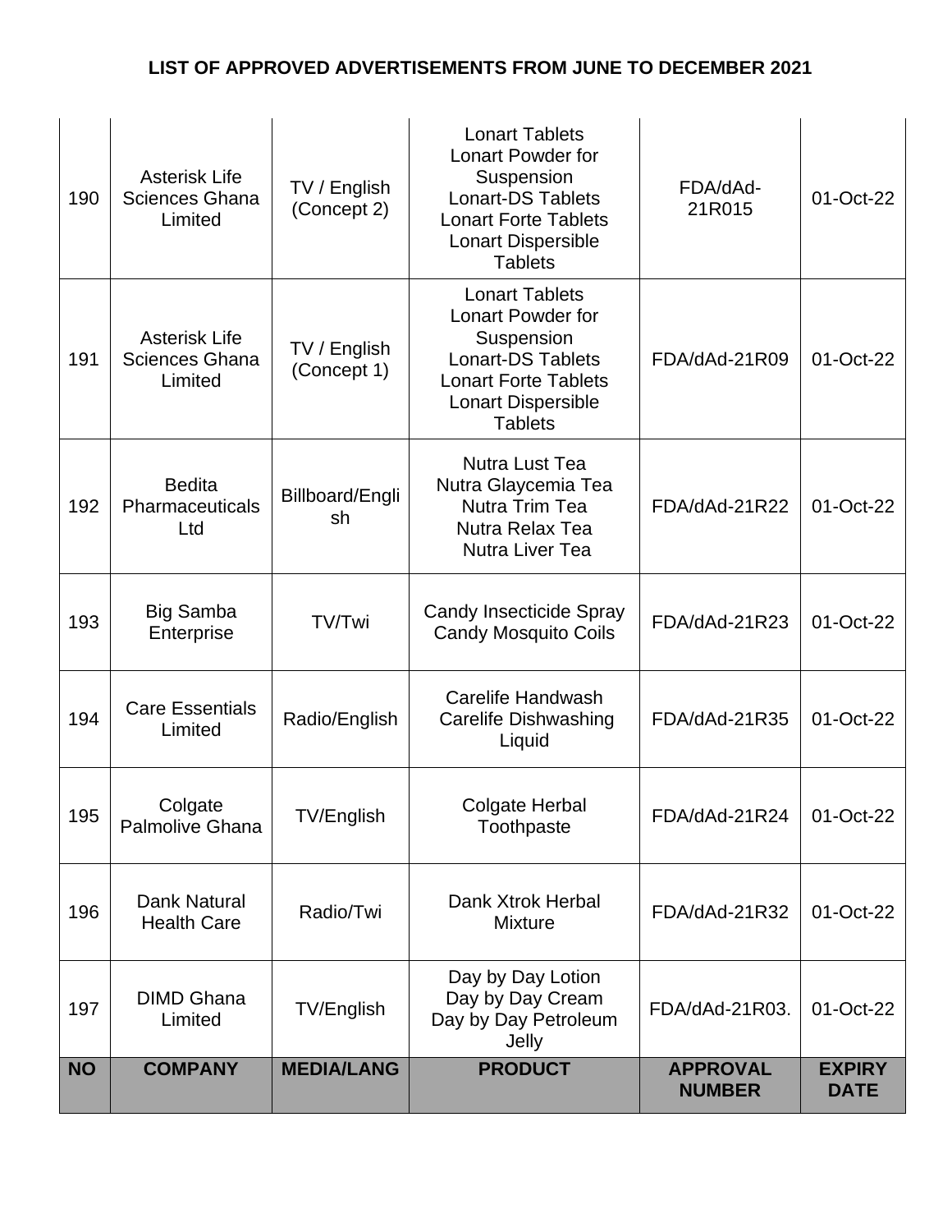# LIST OF APPROVED ADVERTISEMENTS FROM JUNE TO DECEMBER 2021

| NO | COMPANY | MEDIA/LANG | PRODUCT | APPROVAL NUMBER | EXPIRY DATE |
|---|---|---|---|---|---|
| 190 | Asterisk Life Sciences Ghana Limited | TV / English (Concept 2) | Lonart Tablets<br>Lonart Powder for Suspension<br>Lonart-DS Tablets<br>Lonart Forte Tablets<br>Lonart Dispersible Tablets | FDA/dAd-21R015 | 01-Oct-22 |
| 191 | Asterisk Life Sciences Ghana Limited | TV / English (Concept 1) | Lonart Tablets<br>Lonart Powder for Suspension<br>Lonart-DS Tablets<br>Lonart Forte Tablets<br>Lonart Dispersible Tablets | FDA/dAd-21R09 | 01-Oct-22 |
| 192 | Bedita Pharmaceuticals Ltd | Billboard/English | Nutra Lust Tea<br>Nutra Glaycemia Tea<br>Nutra Trim Tea<br>Nutra Relax Tea<br>Nutra Liver Tea | FDA/dAd-21R22 | 01-Oct-22 |
| 193 | Big Samba Enterprise | TV/Twi | Candy Insecticide Spray<br>Candy Mosquito Coils | FDA/dAd-21R23 | 01-Oct-22 |
| 194 | Care Essentials Limited | Radio/English | Carelife Handwash<br>Carelife Dishwashing Liquid | FDA/dAd-21R35 | 01-Oct-22 |
| 195 | Colgate Palmolive Ghana | TV/English | Colgate Herbal Toothpaste | FDA/dAd-21R24 | 01-Oct-22 |
| 196 | Dank Natural Health Care | Radio/Twi | Dank Xtrok Herbal Mixture | FDA/dAd-21R32 | 01-Oct-22 |
| 197 | DIMD Ghana Limited | TV/English | Day by Day Lotion<br>Day by Day Cream<br>Day by Day Petroleum Jelly | FDA/dAd-21R03. | 01-Oct-22 |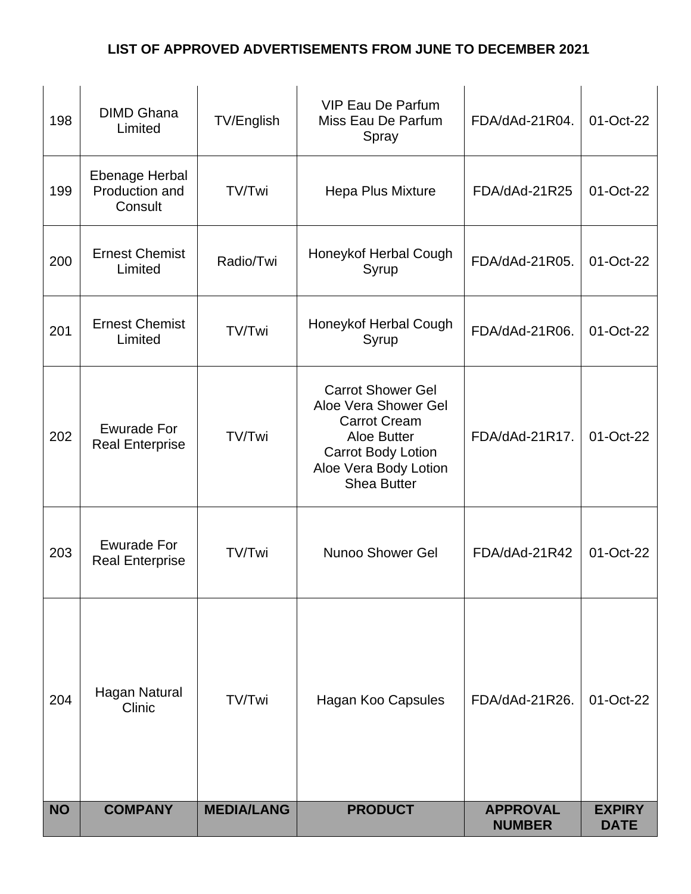# LIST OF APPROVED ADVERTISEMENTS FROM JUNE TO DECEMBER 2021

| NO | COMPANY | MEDIA/LANG | PRODUCT | APPROVAL NUMBER | EXPIRY DATE |
|---|---|---|---|---|---|
| 198 | DIMD Ghana Limited | TV/English | VIP Eau De Parfum Miss Eau De Parfum Spray | FDA/dAd-21R04. | 01-Oct-22 |
| 199 | Ebenage Herbal Production and Consult | TV/Twi | Hepa Plus Mixture | FDA/dAd-21R25 | 01-Oct-22 |
| 200 | Ernest Chemist Limited | Radio/Twi | Honeykof Herbal Cough Syrup | FDA/dAd-21R05. | 01-Oct-22 |
| 201 | Ernest Chemist Limited | TV/Twi | Honeykof Herbal Cough Syrup | FDA/dAd-21R06. | 01-Oct-22 |
| 202 | Ewurade For Real Enterprise | TV/Twi | Carrot Shower Gel Aloe Vera Shower Gel Carrot Cream Aloe Butter Carrot Body Lotion Aloe Vera Body Lotion Shea Butter | FDA/dAd-21R17. | 01-Oct-22 |
| 203 | Ewurade For Real Enterprise | TV/Twi | Nunoo Shower Gel | FDA/dAd-21R42 | 01-Oct-22 |
| 204 | Hagan Natural Clinic | TV/Twi | Hagan Koo Capsules | FDA/dAd-21R26. | 01-Oct-22 |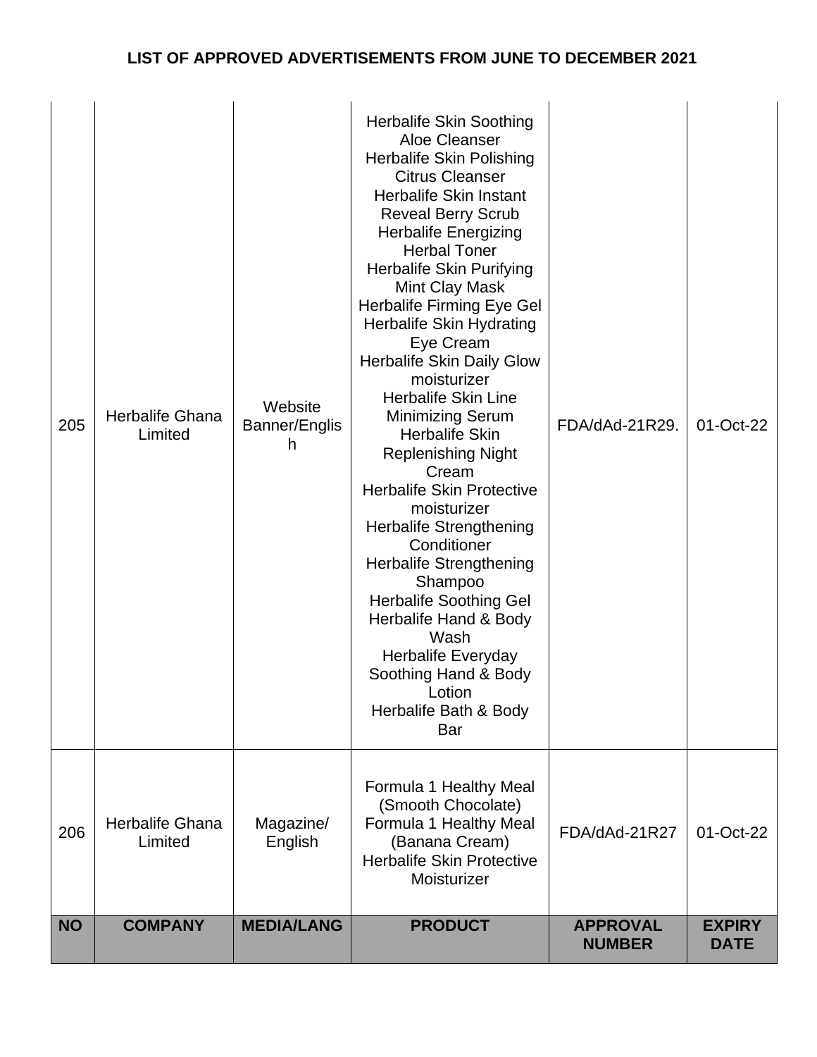**LIST OF APPROVED ADVERTISEMENTS FROM JUNE TO DECEMBER 2021**

| NO | COMPANY | MEDIA/LANG | PRODUCT | APPROVAL NUMBER | EXPIRY DATE |
|---|---|---|---|---|---|
| 205 | Herbalife Ghana Limited | Website Banner/English | Herbalife Skin Soothing Aloe Cleanser<br>Herbalife Skin Polishing Citrus Cleanser<br>Herbalife Skin Instant Reveal Berry Scrub<br>Herbalife Energizing Herbal Toner<br>Herbalife Skin Purifying Mint Clay Mask<br>Herbalife Firming Eye Gel<br>Herbalife Skin Hydrating Eye Cream<br>Herbalife Skin Daily Glow moisturizer<br>Herbalife Skin Line Minimizing Serum<br>Herbalife Skin Replenishing Night Cream<br>Herbalife Skin Protective moisturizer<br>Herbalife Strengthening Conditioner<br>Herbalife Strengthening Shampoo<br>Herbalife Soothing Gel<br>Herbalife Hand & Body Wash<br>Herbalife Everyday Soothing Hand & Body Lotion<br>Herbalife Bath & Body Bar | FDA/dAd-21R29. | 01-Oct-22 |
| 206 | Herbalife Ghana Limited | Magazine/ English | Formula 1 Healthy Meal (Smooth Chocolate)<br>Formula 1 Healthy Meal (Banana Cream)<br>Herbalife Skin Protective Moisturizer | FDA/dAd-21R27 | 01-Oct-22 |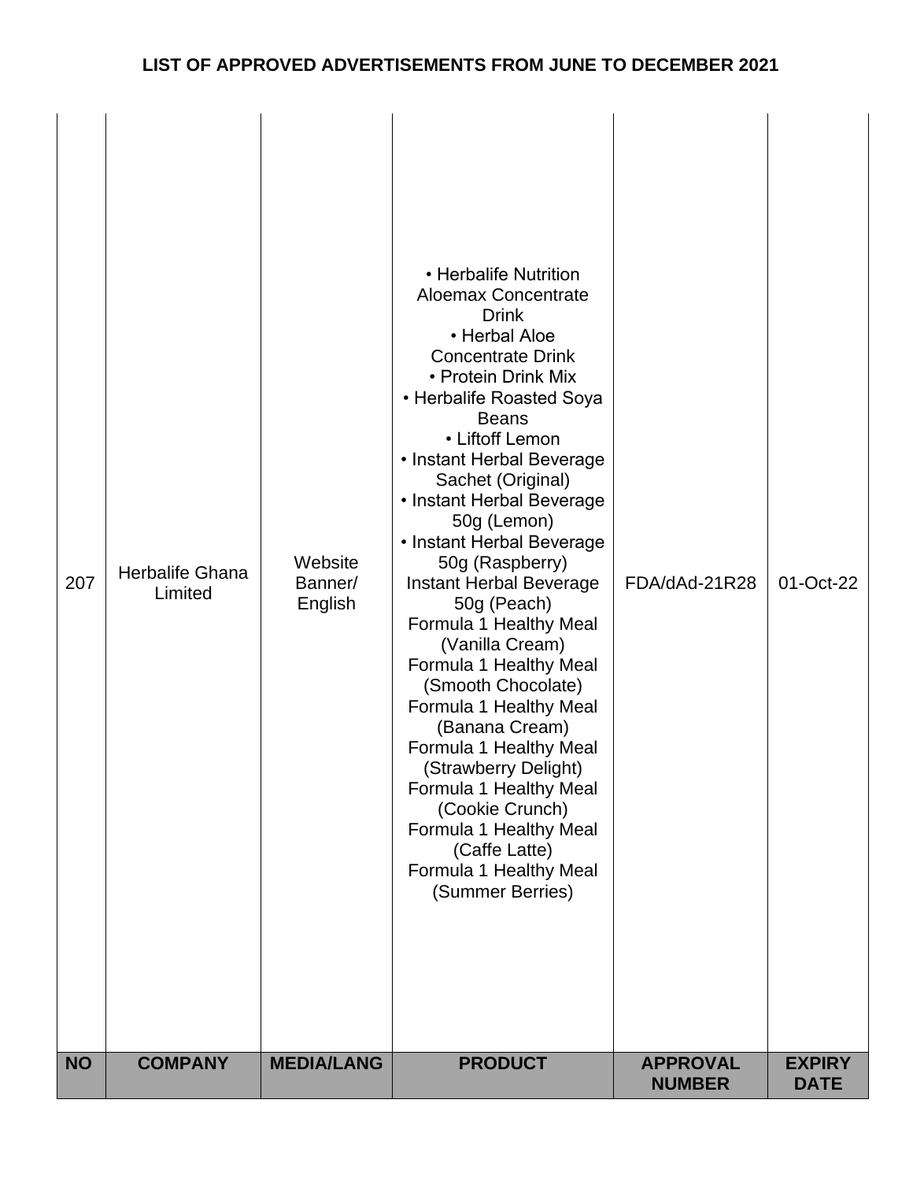## LIST OF APPROVED ADVERTISEMENTS FROM JUNE TO DECEMBER 2021

| NO | COMPANY | MEDIA/LANG | PRODUCT | APPROVAL NUMBER | EXPIRY DATE |
|---|---|---|---|---|---|
| 207 | Herbalife Ghana Limited | Website Banner/ English | • Herbalife Nutrition Aloemax Concentrate Drink<br>• Herbal Aloe Concentrate Drink<br>• Protein Drink Mix<br>• Herbalife Roasted Soya Beans<br>• Liftoff Lemon<br>• Instant Herbal Beverage Sachet (Original)<br>• Instant Herbal Beverage 50g (Lemon)<br>• Instant Herbal Beverage 50g (Raspberry)<br>Instant Herbal Beverage 50g (Peach)<br>Formula 1 Healthy Meal (Vanilla Cream)<br>Formula 1 Healthy Meal (Smooth Chocolate)<br>Formula 1 Healthy Meal (Banana Cream)<br>Formula 1 Healthy Meal (Strawberry Delight)<br>Formula 1 Healthy Meal (Cookie Crunch)<br>Formula 1 Healthy Meal (Caffe Latte)<br>Formula 1 Healthy Meal (Summer Berries) | FDA/dAd-21R28 | 01-Oct-22 |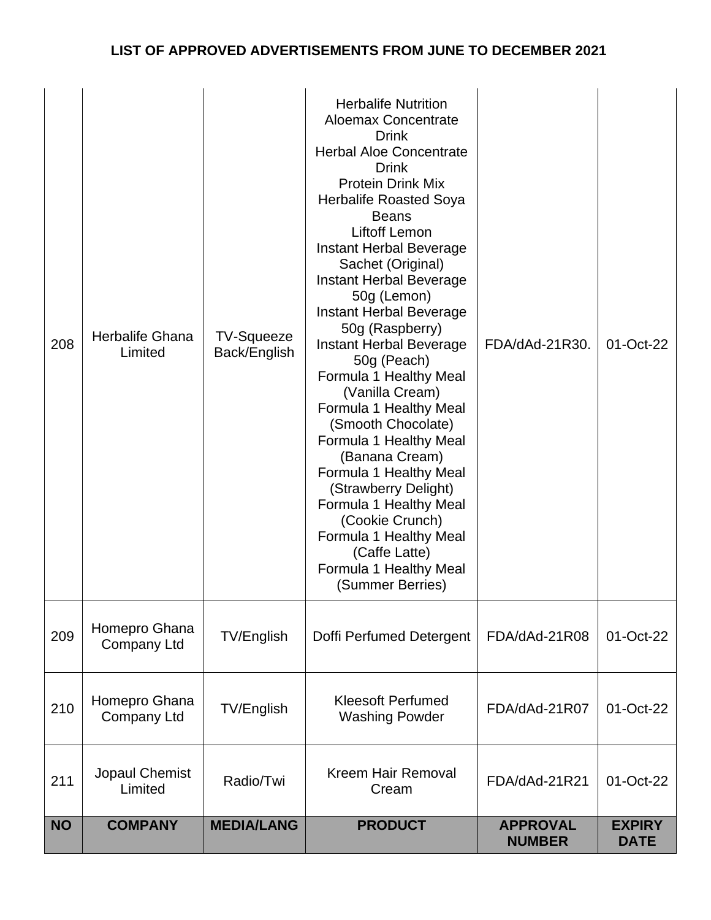# LIST OF APPROVED ADVERTISEMENTS FROM JUNE TO DECEMBER 2021

| NO | COMPANY | MEDIA/LANG | PRODUCT | APPROVAL NUMBER | EXPIRY DATE |
|---|---|---|---|---|---|
| 208 | Herbalife Ghana Limited | TV-Squeeze Back/English | Herbalife Nutrition Aloemax Concentrate Drink<br>Herbal Aloe Concentrate Drink<br>Protein Drink Mix<br>Herbalife Roasted Soya Beans<br>Liftoff Lemon<br>Instant Herbal Beverage Sachet (Original)<br>Instant Herbal Beverage 50g (Lemon)<br>Instant Herbal Beverage 50g (Raspberry)<br>Instant Herbal Beverage 50g (Peach)<br>Formula 1 Healthy Meal (Vanilla Cream)<br>Formula 1 Healthy Meal (Smooth Chocolate)<br>Formula 1 Healthy Meal (Banana Cream)<br>Formula 1 Healthy Meal (Strawberry Delight)<br>Formula 1 Healthy Meal (Cookie Crunch)<br>Formula 1 Healthy Meal (Caffe Latte)<br>Formula 1 Healthy Meal (Summer Berries) | FDA/dAd-21R30. | 01-Oct-22 |
| 209 | Homepro Ghana Company Ltd | TV/English | Doffi Perfumed Detergent | FDA/dAd-21R08 | 01-Oct-22 |
| 210 | Homepro Ghana Company Ltd | TV/English | Kleesoft Perfumed Washing Powder | FDA/dAd-21R07 | 01-Oct-22 |
| 211 | Jopaul Chemist Limited | Radio/Twi | Kreem Hair Removal Cream | FDA/dAd-21R21 | 01-Oct-22 |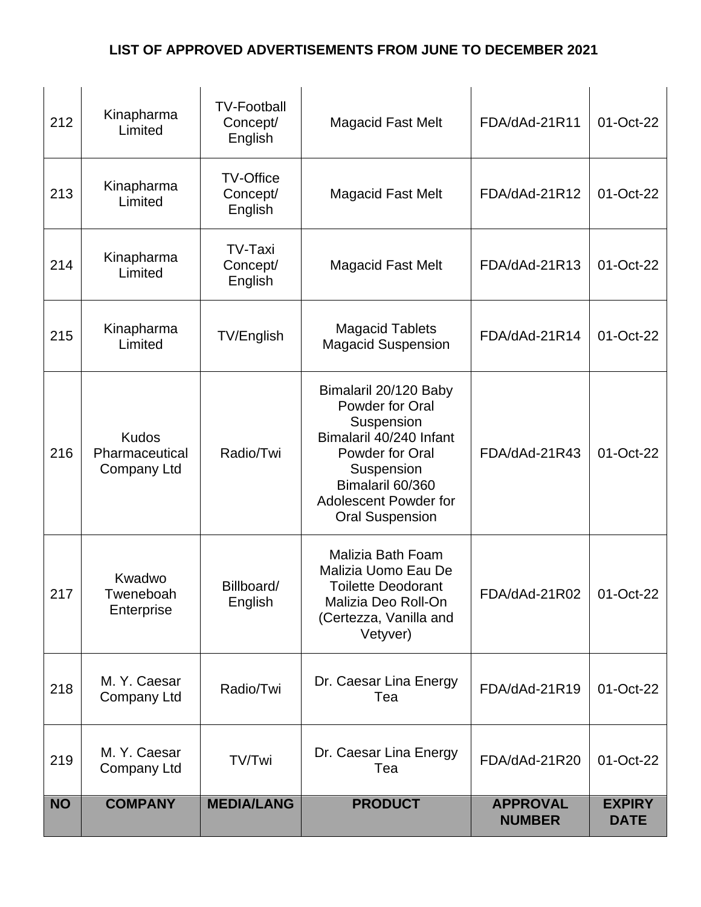# LIST OF APPROVED ADVERTISEMENTS FROM JUNE TO DECEMBER 2021

| NO | COMPANY | MEDIA/LANG | PRODUCT | APPROVAL NUMBER | EXPIRY DATE |
|---|---|---|---|---|---|
| 212 | Kinapharma Limited | TV-Football Concept/ English | Magacid Fast Melt | FDA/dAd-21R11 | 01-Oct-22 |
| 213 | Kinapharma Limited | TV-Office Concept/ English | Magacid Fast Melt | FDA/dAd-21R12 | 01-Oct-22 |
| 214 | Kinapharma Limited | TV-Taxi Concept/ English | Magacid Fast Melt | FDA/dAd-21R13 | 01-Oct-22 |
| 215 | Kinapharma Limited | TV/English | Magacid Tablets Magacid Suspension | FDA/dAd-21R14 | 01-Oct-22 |
| 216 | Kudos Pharmaceutical Company Ltd | Radio/Twi | Bimalaril 20/120 Baby Powder for Oral Suspension Bimalaril 40/240 Infant Powder for Oral Suspension Bimalaril 60/360 Adolescent Powder for Oral Suspension | FDA/dAd-21R43 | 01-Oct-22 |
| 217 | Kwadwo Tweneboah Enterprise | Billboard/ English | Malizia Bath Foam Malizia Uomo Eau De Toilette Deodorant Malizia Deo Roll-On (Certezza, Vanilla and Vetyver) | FDA/dAd-21R02 | 01-Oct-22 |
| 218 | M. Y. Caesar Company Ltd | Radio/Twi | Dr. Caesar Lina Energy Tea | FDA/dAd-21R19 | 01-Oct-22 |
| 219 | M. Y. Caesar Company Ltd | TV/Twi | Dr. Caesar Lina Energy Tea | FDA/dAd-21R20 | 01-Oct-22 |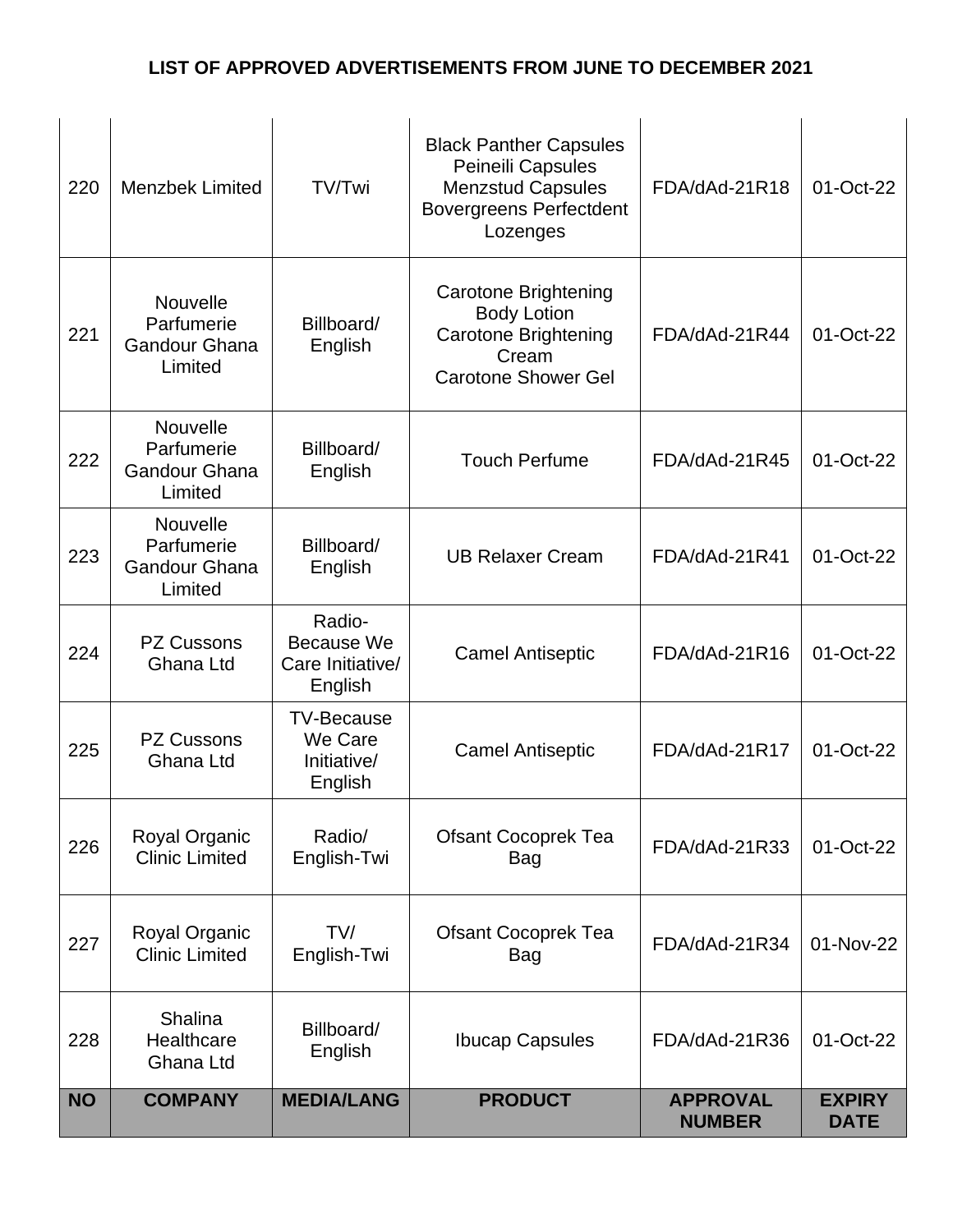# LIST OF APPROVED ADVERTISEMENTS FROM JUNE TO DECEMBER 2021

| NO | COMPANY | MEDIA/LANG | PRODUCT | APPROVAL NUMBER | EXPIRY DATE |
|---|---|---|---|---|---|
| 220 | Menzbek Limited | TV/Twi | Black Panther Capsules Peineili Capsules Menzstud Capsules Bovergreens Perfectdent Lozenges | FDA/dAd-21R18 | 01-Oct-22 |
| 221 | Nouvelle Parfumerie Gandour Ghana Limited | Billboard/ English | Carotone Brightening Body Lotion Carotone Brightening Cream Carotone Shower Gel | FDA/dAd-21R44 | 01-Oct-22 |
| 222 | Nouvelle Parfumerie Gandour Ghana Limited | Billboard/ English | Touch Perfume | FDA/dAd-21R45 | 01-Oct-22 |
| 223 | Nouvelle Parfumerie Gandour Ghana Limited | Billboard/ English | UB Relaxer Cream | FDA/dAd-21R41 | 01-Oct-22 |
| 224 | PZ Cussons Ghana Ltd | Radio- Because We Care Initiative/ English | Camel Antiseptic | FDA/dAd-21R16 | 01-Oct-22 |
| 225 | PZ Cussons Ghana Ltd | TV-Because We Care Initiative/ English | Camel Antiseptic | FDA/dAd-21R17 | 01-Oct-22 |
| 226 | Royal Organic Clinic Limited | Radio/ English-Twi | Ofsant Cocoprek Tea Bag | FDA/dAd-21R33 | 01-Oct-22 |
| 227 | Royal Organic Clinic Limited | TV/ English-Twi | Ofsant Cocoprek Tea Bag | FDA/dAd-21R34 | 01-Nov-22 |
| 228 | Shalina Healthcare Ghana Ltd | Billboard/ English | Ibucap Capsules | FDA/dAd-21R36 | 01-Oct-22 |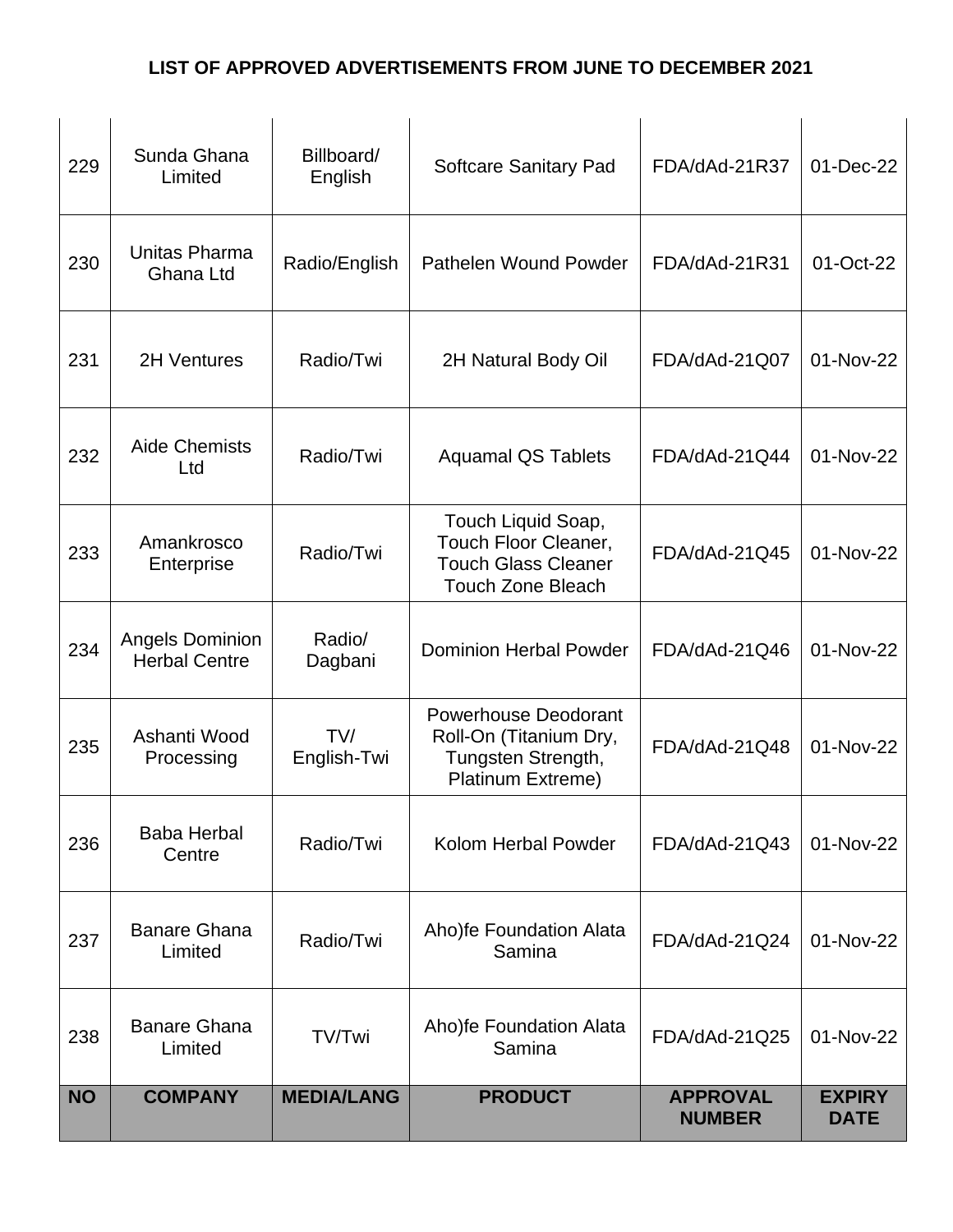# LIST OF APPROVED ADVERTISEMENTS FROM JUNE TO DECEMBER 2021

| NO | COMPANY | MEDIA/LANG | PRODUCT | APPROVAL NUMBER | EXPIRY DATE |
|---|---|---|---|---|---|
| 229 | Sunda Ghana Limited | Billboard/ English | Softcare Sanitary Pad | FDA/dAd-21R37 | 01-Dec-22 |
| 230 | Unitas Pharma Ghana Ltd | Radio/English | Pathelen Wound Powder | FDA/dAd-21R31 | 01-Oct-22 |
| 231 | 2H Ventures | Radio/Twi | 2H Natural Body Oil | FDA/dAd-21Q07 | 01-Nov-22 |
| 232 | Aide Chemists Ltd | Radio/Twi | Aquamal QS Tablets | FDA/dAd-21Q44 | 01-Nov-22 |
| 233 | Amankrosco Enterprise | Radio/Twi | Touch Liquid Soap, Touch Floor Cleaner, Touch Glass Cleaner Touch Zone Bleach | FDA/dAd-21Q45 | 01-Nov-22 |
| 234 | Angels Dominion Herbal Centre | Radio/ Dagbani | Dominion Herbal Powder | FDA/dAd-21Q46 | 01-Nov-22 |
| 235 | Ashanti Wood Processing | TV/ English-Twi | Powerhouse Deodorant Roll-On (Titanium Dry, Tungsten Strength, Platinum Extreme) | FDA/dAd-21Q48 | 01-Nov-22 |
| 236 | Baba Herbal Centre | Radio/Twi | Kolom Herbal Powder | FDA/dAd-21Q43 | 01-Nov-22 |
| 237 | Banare Ghana Limited | Radio/Twi | Aho)fe Foundation Alata Samina | FDA/dAd-21Q24 | 01-Nov-22 |
| 238 | Banare Ghana Limited | TV/Twi | Aho)fe Foundation Alata Samina | FDA/dAd-21Q25 | 01-Nov-22 |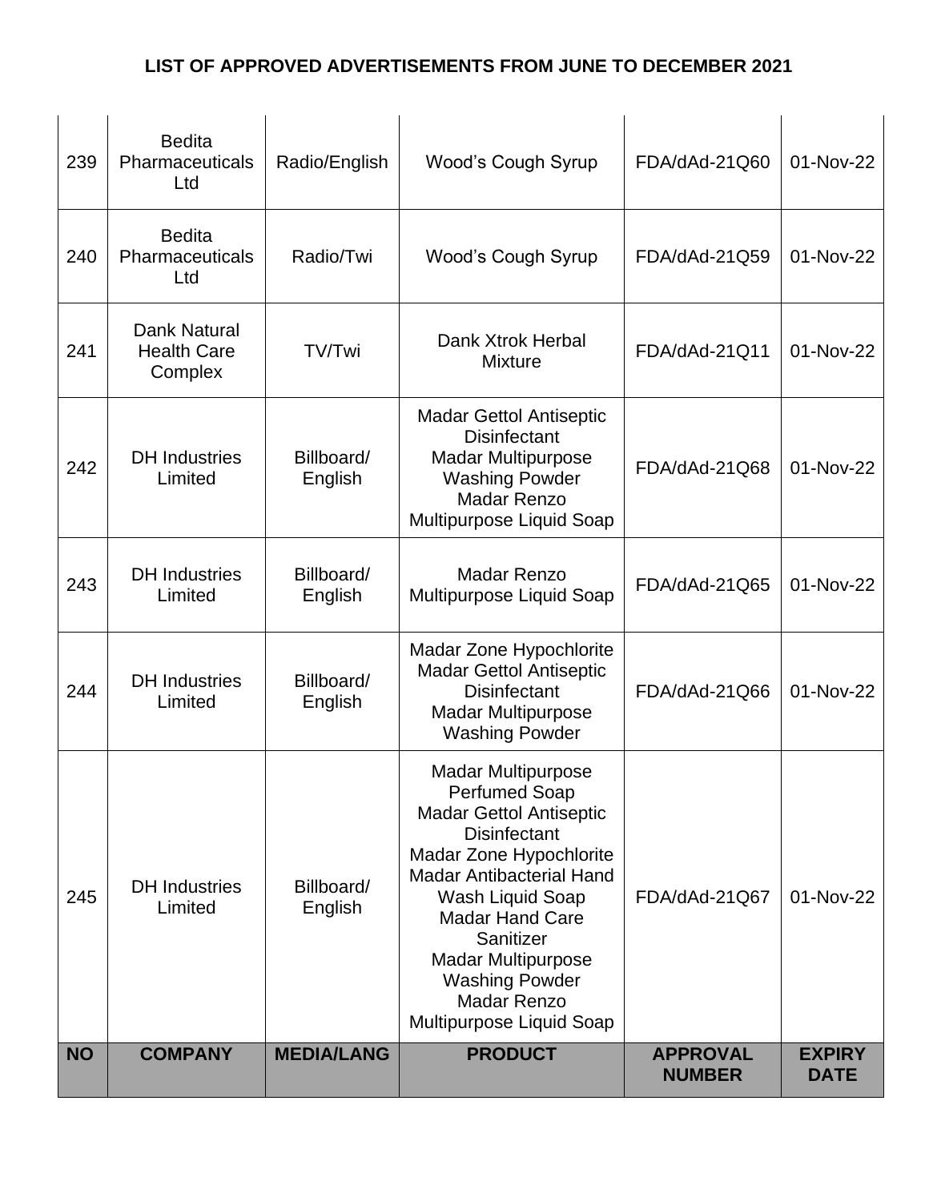# LIST OF APPROVED ADVERTISEMENTS FROM JUNE TO DECEMBER 2021

| NO | COMPANY | MEDIA/LANG | PRODUCT | APPROVAL NUMBER | EXPIRY DATE |
|---|---|---|---|---|---|
| 239 | Bedita Pharmaceuticals Ltd | Radio/English | Wood's Cough Syrup | FDA/dAd-21Q60 | 01-Nov-22 |
| 240 | Bedita Pharmaceuticals Ltd | Radio/Twi | Wood's Cough Syrup | FDA/dAd-21Q59 | 01-Nov-22 |
| 241 | Dank Natural Health Care Complex | TV/Twi | Dank Xtrok Herbal Mixture | FDA/dAd-21Q11 | 01-Nov-22 |
| 242 | DH Industries Limited | Billboard/ English | Madar Gettol Antiseptic Disinfectant Madar Multipurpose Washing Powder Madar Renzo Multipurpose Liquid Soap | FDA/dAd-21Q68 | 01-Nov-22 |
| 243 | DH Industries Limited | Billboard/ English | Madar Renzo Multipurpose Liquid Soap | FDA/dAd-21Q65 | 01-Nov-22 |
| 244 | DH Industries Limited | Billboard/ English | Madar Zone Hypochlorite Madar Gettol Antiseptic Disinfectant Madar Multipurpose Washing Powder | FDA/dAd-21Q66 | 01-Nov-22 |
| 245 | DH Industries Limited | Billboard/ English | Madar Multipurpose Perfumed Soap Madar Gettol Antiseptic Disinfectant Madar Zone Hypochlorite Madar Antibacterial Hand Wash Liquid Soap Madar Hand Care Sanitizer Madar Multipurpose Washing Powder Madar Renzo Multipurpose Liquid Soap | FDA/dAd-21Q67 | 01-Nov-22 |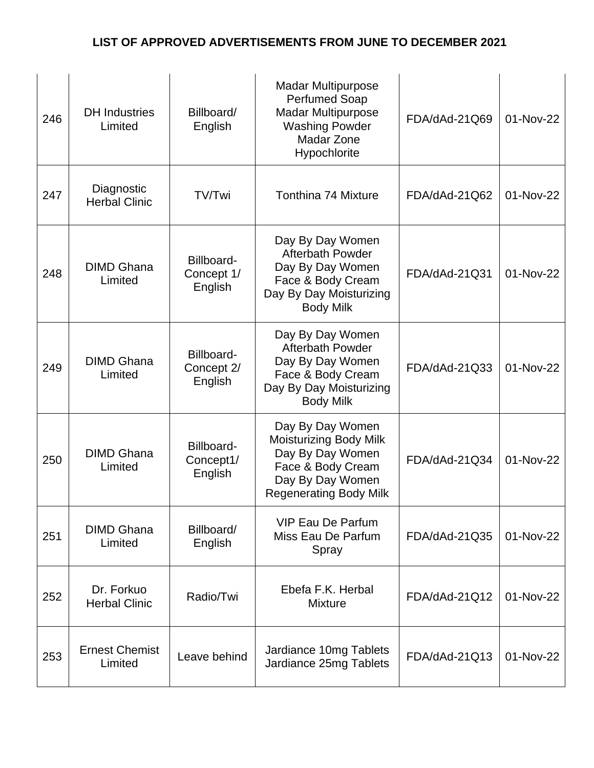# LIST OF APPROVED ADVERTISEMENTS FROM JUNE TO DECEMBER 2021

| | | | | | |
|---|---|---|---|---|---|
| 246 | DH Industries Limited | Billboard/ English | Madar Multipurpose Perfumed Soap<br>Madar Multipurpose Washing Powder<br>Madar Zone Hypochlorite | FDA/dAd-21Q69 | 01-Nov-22 |
| 247 | Diagnostic Herbal Clinic | TV/Twi | Tonthina 74 Mixture | FDA/dAd-21Q62 | 01-Nov-22 |
| 248 | DIMD Ghana Limited | Billboard-Concept 1/ English | Day By Day Women Afterbath Powder<br>Day By Day Women Face & Body Cream<br>Day By Day Moisturizing Body Milk | FDA/dAd-21Q31 | 01-Nov-22 |
| 249 | DIMD Ghana Limited | Billboard-Concept 2/ English | Day By Day Women Afterbath Powder<br>Day By Day Women Face & Body Cream<br>Day By Day Moisturizing Body Milk | FDA/dAd-21Q33 | 01-Nov-22 |
| 250 | DIMD Ghana Limited | Billboard-Concept1/ English | Day By Day Women Moisturizing Body Milk<br>Day By Day Women Face & Body Cream<br>Day By Day Women Regenerating Body Milk | FDA/dAd-21Q34 | 01-Nov-22 |
| 251 | DIMD Ghana Limited | Billboard/ English | VIP Eau De Parfum<br>Miss Eau De Parfum Spray | FDA/dAd-21Q35 | 01-Nov-22 |
| 252 | Dr. Forkuo Herbal Clinic | Radio/Twi | Ebefa F.K. Herbal Mixture | FDA/dAd-21Q12 | 01-Nov-22 |
| 253 | Ernest Chemist Limited | Leave behind | Jardiance 10mg Tablets<br>Jardiance 25mg Tablets | FDA/dAd-21Q13 | 01-Nov-22 |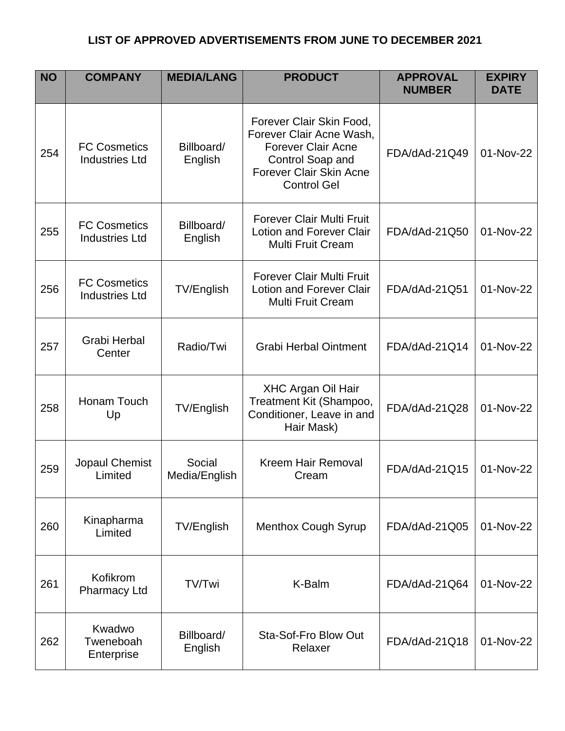**LIST OF APPROVED ADVERTISEMENTS FROM JUNE TO DECEMBER 2021**

| NO | COMPANY | MEDIA/LANG | PRODUCT | APPROVAL NUMBER | EXPIRY DATE |
|---|---|---|---|---|---|
| 254 | FC Cosmetics Industries Ltd | Billboard/ English | Forever Clair Skin Food, Forever Clair Acne Wash, Forever Clair Acne Control Soap and Forever Clair Skin Acne Control Gel | FDA/dAd-21Q49 | 01-Nov-22 |
| 255 | FC Cosmetics Industries Ltd | Billboard/ English | Forever Clair Multi Fruit Lotion and Forever Clair Multi Fruit Cream | FDA/dAd-21Q50 | 01-Nov-22 |
| 256 | FC Cosmetics Industries Ltd | TV/English | Forever Clair Multi Fruit Lotion and Forever Clair Multi Fruit Cream | FDA/dAd-21Q51 | 01-Nov-22 |
| 257 | Grabi Herbal Center | Radio/Twi | Grabi Herbal Ointment | FDA/dAd-21Q14 | 01-Nov-22 |
| 258 | Honam Touch Up | TV/English | XHC Argan Oil Hair Treatment Kit (Shampoo, Conditioner, Leave in and Hair Mask) | FDA/dAd-21Q28 | 01-Nov-22 |
| 259 | Jopaul Chemist Limited | Social Media/English | Kreem Hair Removal Cream | FDA/dAd-21Q15 | 01-Nov-22 |
| 260 | Kinapharma Limited | TV/English | Menthox Cough Syrup | FDA/dAd-21Q05 | 01-Nov-22 |
| 261 | Kofikrom Pharmacy Ltd | TV/Twi | K-Balm | FDA/dAd-21Q64 | 01-Nov-22 |
| 262 | Kwadwo Tweneboah Enterprise | Billboard/ English | Sta-Sof-Fro Blow Out Relaxer | FDA/dAd-21Q18 | 01-Nov-22 |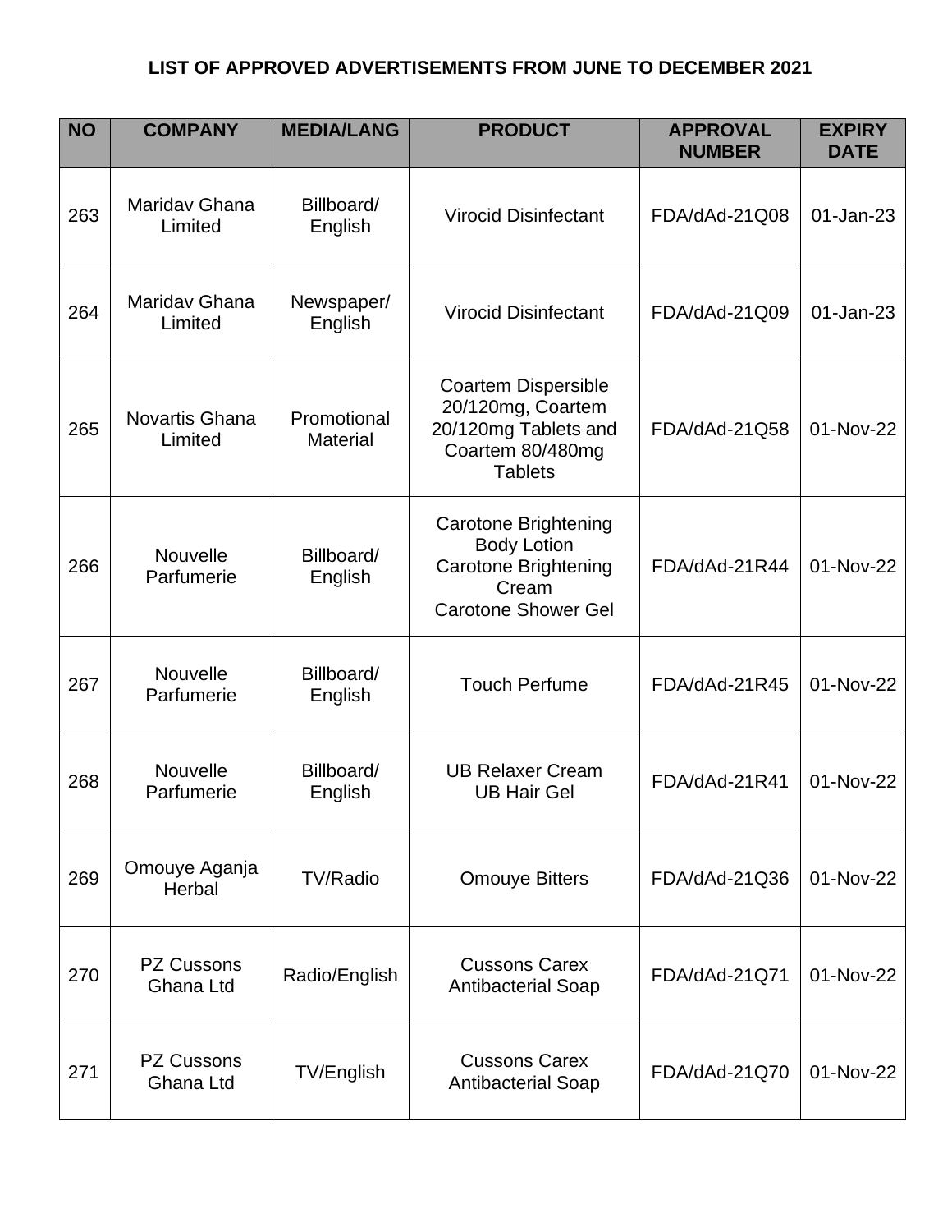**LIST OF APPROVED ADVERTISEMENTS FROM JUNE TO DECEMBER 2021**

| NO | COMPANY | MEDIA/LANG | PRODUCT | APPROVAL NUMBER | EXPIRY DATE |
|---|---|---|---|---|---|
| 263 | Maridav Ghana Limited | Billboard/ English | Virocid Disinfectant | FDA/dAd-21Q08 | 01-Jan-23 |
| 264 | Maridav Ghana Limited | Newspaper/ English | Virocid Disinfectant | FDA/dAd-21Q09 | 01-Jan-23 |
| 265 | Novartis Ghana Limited | Promotional Material | Coartem Dispersible 20/120mg, Coartem 20/120mg Tablets and Coartem 80/480mg Tablets | FDA/dAd-21Q58 | 01-Nov-22 |
| 266 | Nouvelle Parfumerie | Billboard/ English | Carotone Brightening Body Lotion<br>Carotone Brightening Cream<br>Carotone Shower Gel | FDA/dAd-21R44 | 01-Nov-22 |
| 267 | Nouvelle Parfumerie | Billboard/ English | Touch Perfume | FDA/dAd-21R45 | 01-Nov-22 |
| 268 | Nouvelle Parfumerie | Billboard/ English | UB Relaxer Cream<br>UB Hair Gel | FDA/dAd-21R41 | 01-Nov-22 |
| 269 | Omouye Aganja Herbal | TV/Radio | Omouye Bitters | FDA/dAd-21Q36 | 01-Nov-22 |
| 270 | PZ Cussons Ghana Ltd | Radio/English | Cussons Carex Antibacterial Soap | FDA/dAd-21Q71 | 01-Nov-22 |
| 271 | PZ Cussons Ghana Ltd | TV/English | Cussons Carex Antibacterial Soap | FDA/dAd-21Q70 | 01-Nov-22 |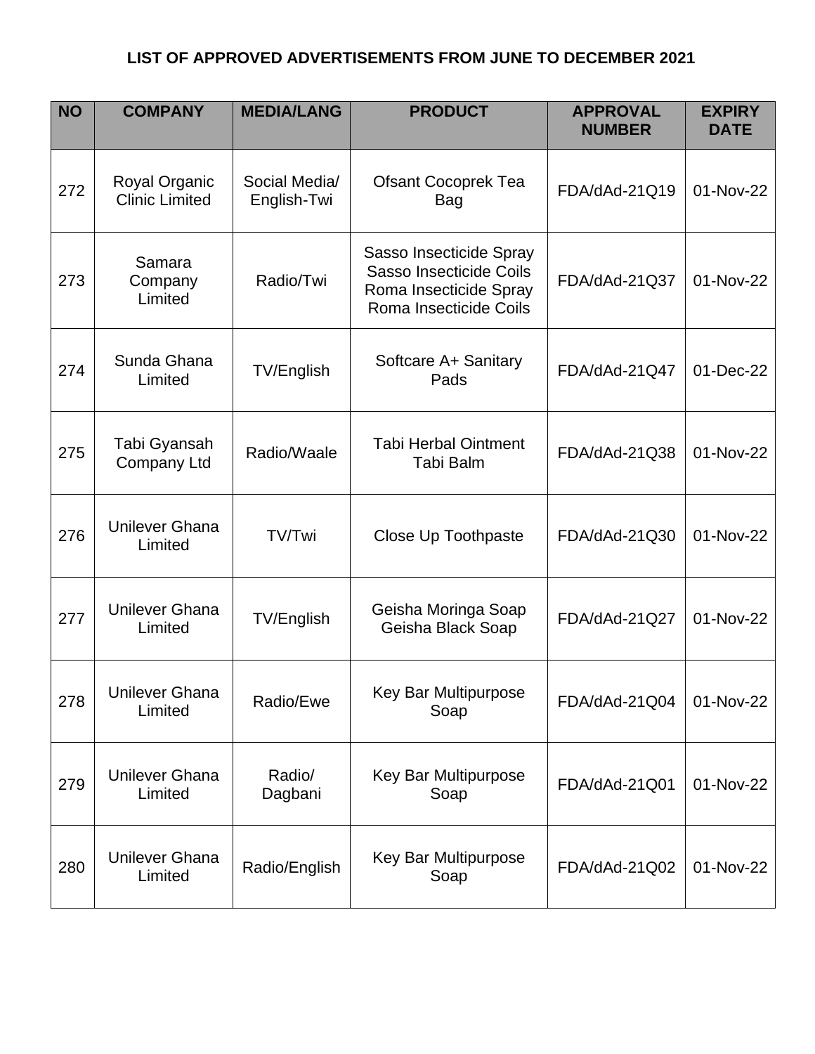**LIST OF APPROVED ADVERTISEMENTS FROM JUNE TO DECEMBER 2021**

| NO | COMPANY | MEDIA/LANG | PRODUCT | APPROVAL NUMBER | EXPIRY DATE |
|---|---|---|---|---|---|
| 272 | Royal Organic Clinic Limited | Social Media/ English-Twi | Ofsant Cocoprek Tea Bag | FDA/dAd-21Q19 | 01-Nov-22 |
| 273 | Samara Company Limited | Radio/Twi | Sasso Insecticide Spray<br>Sasso Insecticide Coils<br>Roma Insecticide Spray<br>Roma Insecticide Coils | FDA/dAd-21Q37 | 01-Nov-22 |
| 274 | Sunda Ghana Limited | TV/English | Softcare A+ Sanitary Pads | FDA/dAd-21Q47 | 01-Dec-22 |
| 275 | Tabi Gyansah Company Ltd | Radio/Waale | Tabi Herbal Ointment<br>Tabi Balm | FDA/dAd-21Q38 | 01-Nov-22 |
| 276 | Unilever Ghana Limited | TV/Twi | Close Up Toothpaste | FDA/dAd-21Q30 | 01-Nov-22 |
| 277 | Unilever Ghana Limited | TV/English | Geisha Moringa Soap<br>Geisha Black Soap | FDA/dAd-21Q27 | 01-Nov-22 |
| 278 | Unilever Ghana Limited | Radio/Ewe | Key Bar Multipurpose Soap | FDA/dAd-21Q04 | 01-Nov-22 |
| 279 | Unilever Ghana Limited | Radio/ Dagbani | Key Bar Multipurpose Soap | FDA/dAd-21Q01 | 01-Nov-22 |
| 280 | Unilever Ghana Limited | Radio/English | Key Bar Multipurpose Soap | FDA/dAd-21Q02 | 01-Nov-22 |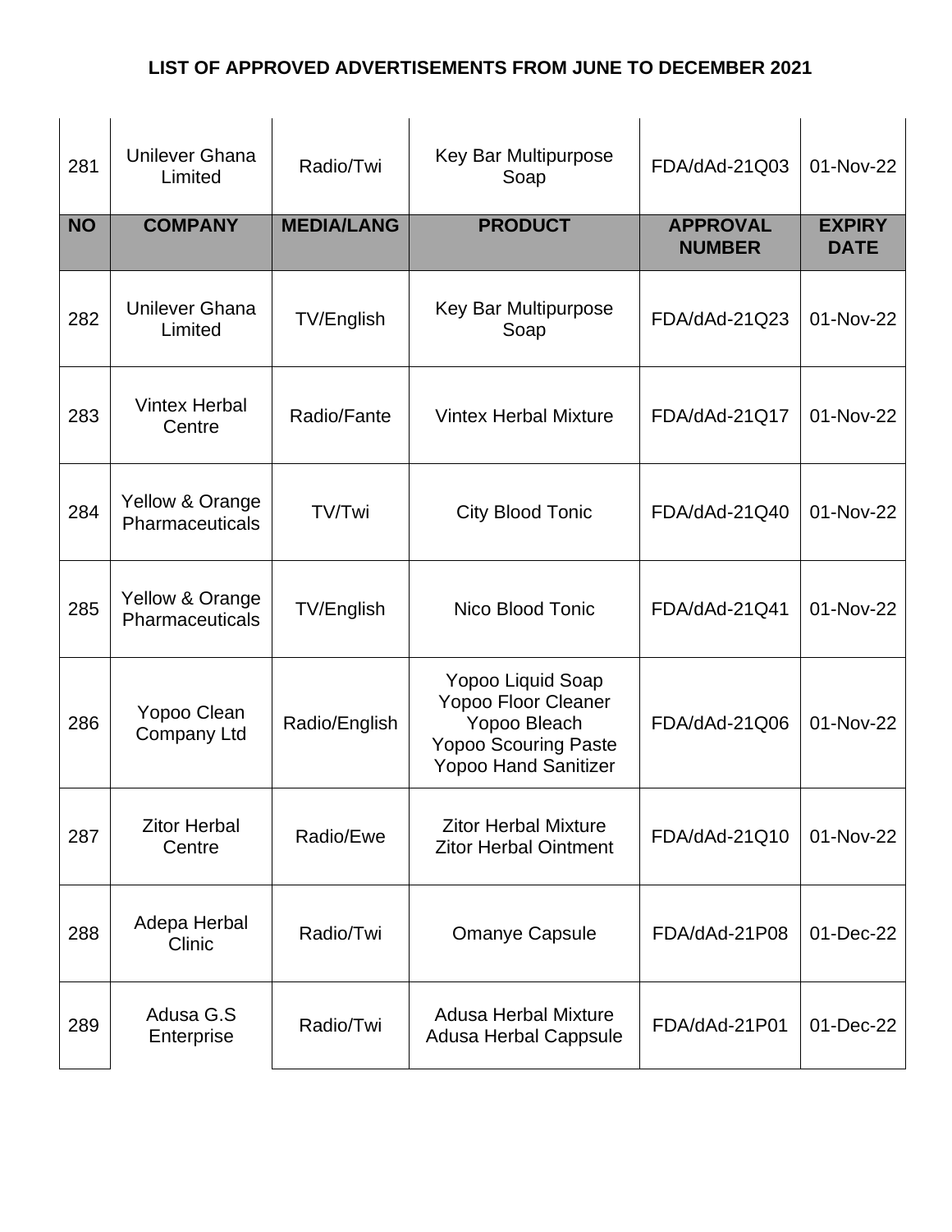## LIST OF APPROVED ADVERTISEMENTS FROM JUNE TO DECEMBER 2021

| NO | COMPANY | MEDIA/LANG | PRODUCT | APPROVAL NUMBER | EXPIRY DATE |
|---|---|---|---|---|---|
| 281 | Unilever Ghana Limited | Radio/Twi | Key Bar Multipurpose Soap | FDA/dAd-21Q03 | 01-Nov-22 |
| 282 | Unilever Ghana Limited | TV/English | Key Bar Multipurpose Soap | FDA/dAd-21Q23 | 01-Nov-22 |
| 283 | Vintex Herbal Centre | Radio/Fante | Vintex Herbal Mixture | FDA/dAd-21Q17 | 01-Nov-22 |
| 284 | Yellow & Orange Pharmaceuticals | TV/Twi | City Blood Tonic | FDA/dAd-21Q40 | 01-Nov-22 |
| 285 | Yellow & Orange Pharmaceuticals | TV/English | Nico Blood Tonic | FDA/dAd-21Q41 | 01-Nov-22 |
| 286 | Yopoo Clean Company Ltd | Radio/English | Yopoo Liquid Soap<br>Yopoo Floor Cleaner<br>Yopoo Bleach<br>Yopoo Scouring Paste<br>Yopoo Hand Sanitizer | FDA/dAd-21Q06 | 01-Nov-22 |
| 287 | Zitor Herbal Centre | Radio/Ewe | Zitor Herbal Mixture<br>Zitor Herbal Ointment | FDA/dAd-21Q10 | 01-Nov-22 |
| 288 | Adepa Herbal Clinic | Radio/Twi | Omanye Capsule | FDA/dAd-21P08 | 01-Dec-22 |
| 289 | Adusa G.S Enterprise | Radio/Twi | Adusa Herbal Mixture<br>Adusa Herbal Cappsule | FDA/dAd-21P01 | 01-Dec-22 |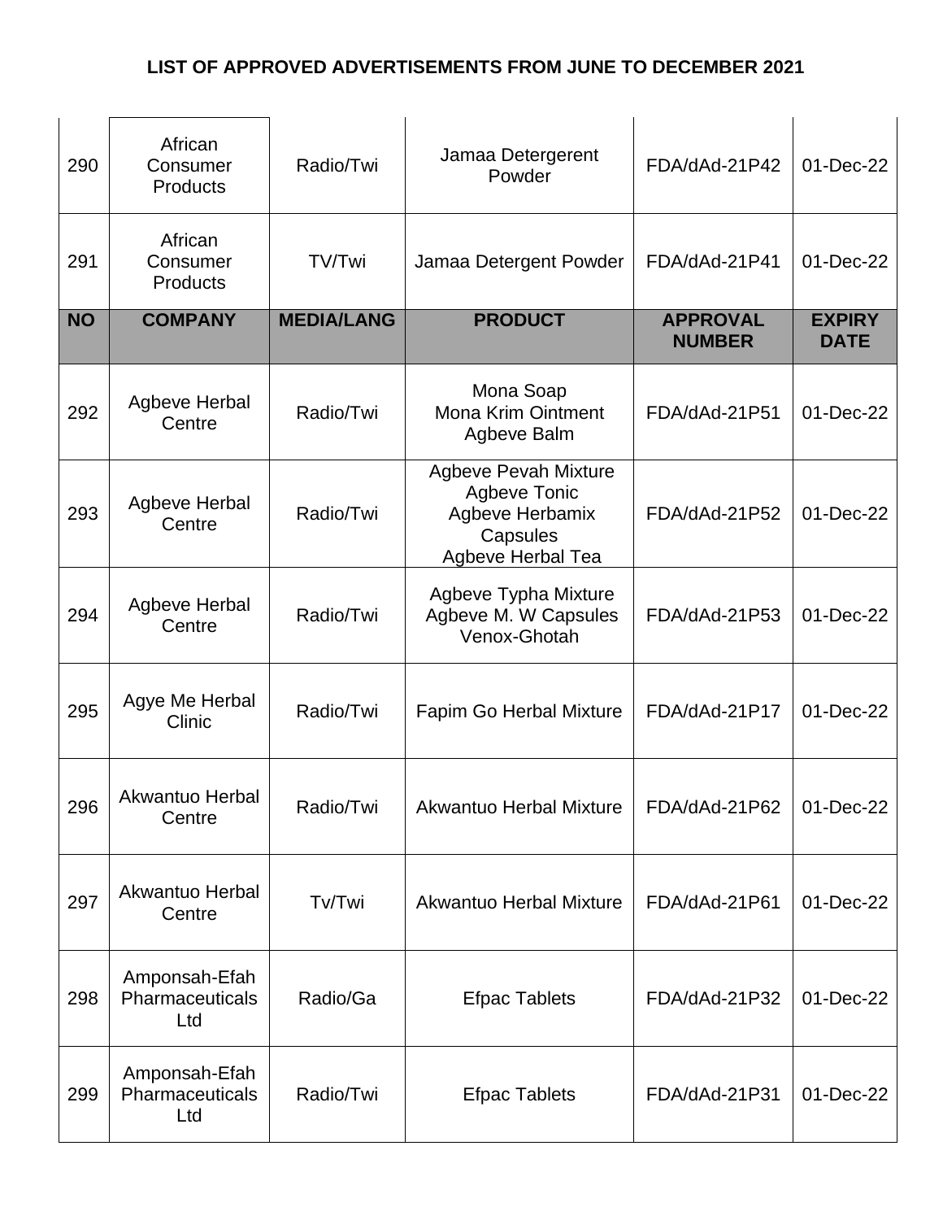# LIST OF APPROVED ADVERTISEMENTS FROM JUNE TO DECEMBER 2021

| NO | COMPANY | MEDIA/LANG | PRODUCT | APPROVAL NUMBER | EXPIRY DATE |
|---|---|---|---|---|---|
| 290 | African Consumer Products | Radio/Twi | Jamaa Detergerent Powder | FDA/dAd-21P42 | 01-Dec-22 |
| 291 | African Consumer Products | TV/Twi | Jamaa Detergent Powder | FDA/dAd-21P41 | 01-Dec-22 |
| 292 | Agbeve Herbal Centre | Radio/Twi | Mona Soap<br>Mona Krim Ointment<br>Agbeve Balm | FDA/dAd-21P51 | 01-Dec-22 |
| 293 | Agbeve Herbal Centre | Radio/Twi | Agbeve Pevah Mixture<br>Agbeve Tonic<br>Agbeve Herbamix Capsules<br>Agbeve Herbal Tea | FDA/dAd-21P52 | 01-Dec-22 |
| 294 | Agbeve Herbal Centre | Radio/Twi | Agbeve Typha Mixture<br>Agbeve M. W Capsules<br>Venox-Ghotah | FDA/dAd-21P53 | 01-Dec-22 |
| 295 | Agye Me Herbal Clinic | Radio/Twi | Fapim Go Herbal Mixture | FDA/dAd-21P17 | 01-Dec-22 |
| 296 | Akwantuo Herbal Centre | Radio/Twi | Akwantuo Herbal Mixture | FDA/dAd-21P62 | 01-Dec-22 |
| 297 | Akwantuo Herbal Centre | Tv/Twi | Akwantuo Herbal Mixture | FDA/dAd-21P61 | 01-Dec-22 |
| 298 | Amponsah-Efah Pharmaceuticals Ltd | Radio/Ga | Efpac Tablets | FDA/dAd-21P32 | 01-Dec-22 |
| 299 | Amponsah-Efah Pharmaceuticals Ltd | Radio/Twi | Efpac Tablets | FDA/dAd-21P31 | 01-Dec-22 |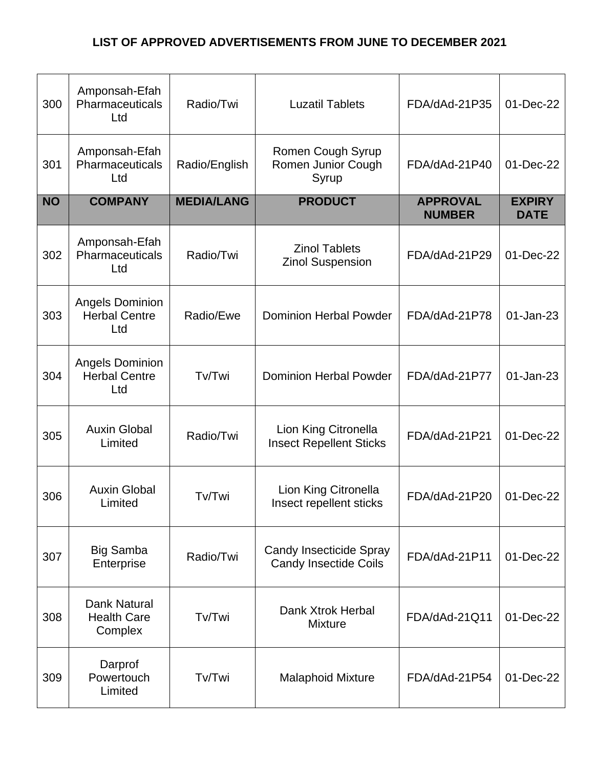# LIST OF APPROVED ADVERTISEMENTS FROM JUNE TO DECEMBER 2021

| NO | COMPANY | MEDIA/LANG | PRODUCT | APPROVAL NUMBER | EXPIRY DATE |
|---|---|---|---|---|---|
| 300 | Amponsah-Efah Pharmaceuticals Ltd | Radio/Twi | Luzatil Tablets | FDA/dAd-21P35 | 01-Dec-22 |
| 301 | Amponsah-Efah Pharmaceuticals Ltd | Radio/English | Romen Cough Syrup<br>Romen Junior Cough Syrup | FDA/dAd-21P40 | 01-Dec-22 |
| 302 | Amponsah-Efah Pharmaceuticals Ltd | Radio/Twi | Zinol Tablets<br>Zinol Suspension | FDA/dAd-21P29 | 01-Dec-22 |
| 303 | Angels Dominion Herbal Centre Ltd | Radio/Ewe | Dominion Herbal Powder | FDA/dAd-21P78 | 01-Jan-23 |
| 304 | Angels Dominion Herbal Centre Ltd | Tv/Twi | Dominion Herbal Powder | FDA/dAd-21P77 | 01-Jan-23 |
| 305 | Auxin Global Limited | Radio/Twi | Lion King Citronella Insect Repellent Sticks | FDA/dAd-21P21 | 01-Dec-22 |
| 306 | Auxin Global Limited | Tv/Twi | Lion King Citronella Insect repellent sticks | FDA/dAd-21P20 | 01-Dec-22 |
| 307 | Big Samba Enterprise | Radio/Twi | Candy Insecticide Spray<br>Candy Insectide Coils | FDA/dAd-21P11 | 01-Dec-22 |
| 308 | Dank Natural Health Care Complex | Tv/Twi | Dank Xtrok Herbal Mixture | FDA/dAd-21Q11 | 01-Dec-22 |
| 309 | Darprof Powertouch Limited | Tv/Twi | Malaphoid Mixture | FDA/dAd-21P54 | 01-Dec-22 |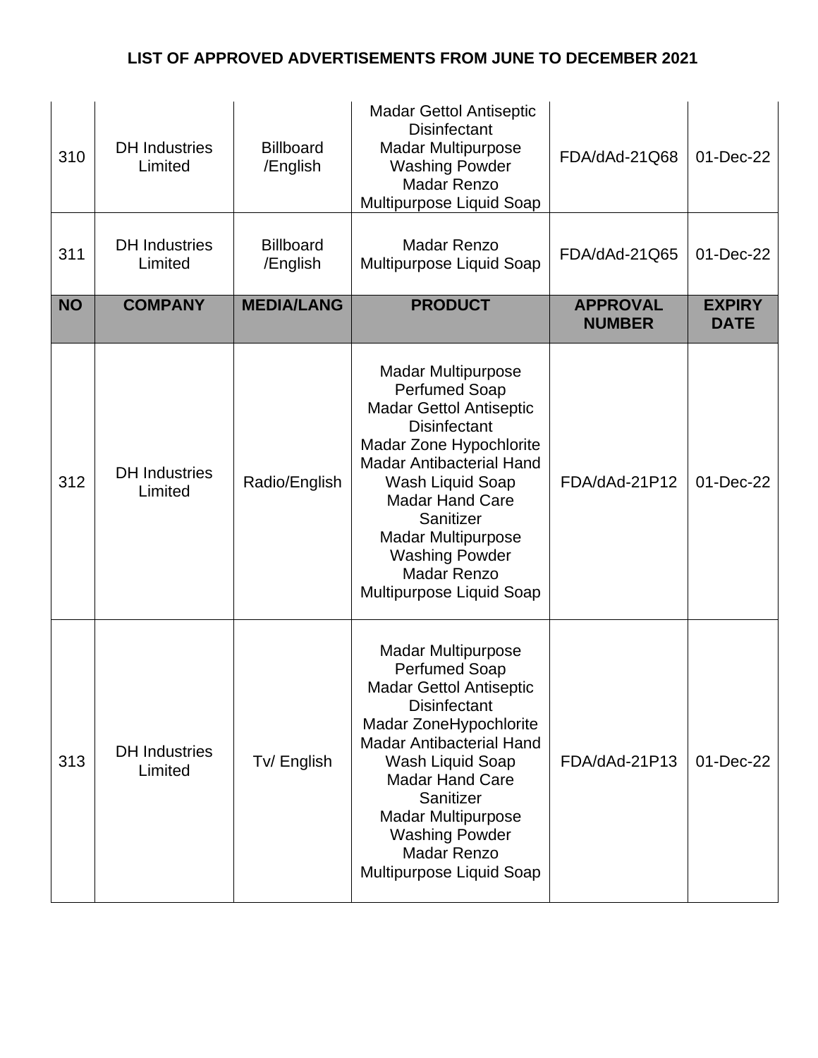# LIST OF APPROVED ADVERTISEMENTS FROM JUNE TO DECEMBER 2021

| NO | COMPANY | MEDIA/LANG | PRODUCT | APPROVAL NUMBER | EXPIRY DATE |
|---|---|---|---|---|---|
| 310 | DH Industries Limited | Billboard /English | Madar Gettol Antiseptic Disinfectant Madar Multipurpose Washing Powder Madar Renzo Multipurpose Liquid Soap | FDA/dAd-21Q68 | 01-Dec-22 |
| 311 | DH Industries Limited | Billboard /English | Madar Renzo Multipurpose Liquid Soap | FDA/dAd-21Q65 | 01-Dec-22 |
| 312 | DH Industries Limited | Radio/English | Madar Multipurpose Perfumed Soap Madar Gettol Antiseptic Disinfectant Madar Zone Hypochlorite Madar Antibacterial Hand Wash Liquid Soap Madar Hand Care Sanitizer Madar Multipurpose Washing Powder Madar Renzo Multipurpose Liquid Soap | FDA/dAd-21P12 | 01-Dec-22 |
| 313 | DH Industries Limited | Tv/ English | Madar Multipurpose Perfumed Soap Madar Gettol Antiseptic Disinfectant Madar ZoneHypochlorite Madar Antibacterial Hand Wash Liquid Soap Madar Hand Care Sanitizer Madar Multipurpose Washing Powder Madar Renzo Multipurpose Liquid Soap | FDA/dAd-21P13 | 01-Dec-22 |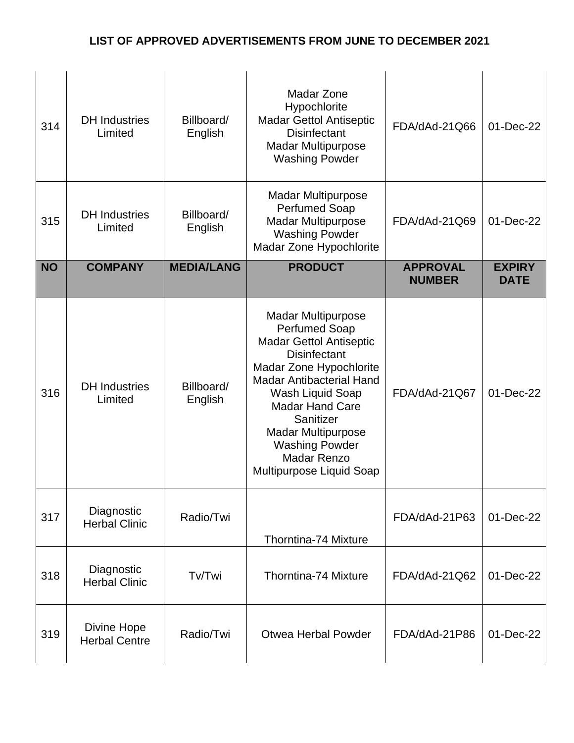# LIST OF APPROVED ADVERTISEMENTS FROM JUNE TO DECEMBER 2021

| NO | COMPANY | MEDIA/LANG | PRODUCT | APPROVAL NUMBER | EXPIRY DATE |
|---|---|---|---|---|---|
| 314 | DH Industries Limited | Billboard/ English | Madar Zone Hypochlorite<br>Madar Gettol Antiseptic Disinfectant<br>Madar Multipurpose Washing Powder | FDA/dAd-21Q66 | 01-Dec-22 |
| 315 | DH Industries Limited | Billboard/ English | Madar Multipurpose Perfumed Soap<br>Madar Multipurpose Washing Powder<br>Madar Zone Hypochlorite | FDA/dAd-21Q69 | 01-Dec-22 |
| 316 | DH Industries Limited | Billboard/ English | Madar Multipurpose Perfumed Soap<br>Madar Gettol Antiseptic Disinfectant<br>Madar Zone Hypochlorite<br>Madar Antibacterial Hand Wash Liquid Soap<br>Madar Hand Care Sanitizer<br>Madar Multipurpose Washing Powder<br>Madar Renzo Multipurpose Liquid Soap | FDA/dAd-21Q67 | 01-Dec-22 |
| 317 | Diagnostic Herbal Clinic | Radio/Twi | Thorntina-74 Mixture | FDA/dAd-21P63 | 01-Dec-22 |
| 318 | Diagnostic Herbal Clinic | Tv/Twi | Thorntina-74 Mixture | FDA/dAd-21Q62 | 01-Dec-22 |
| 319 | Divine Hope Herbal Centre | Radio/Twi | Otwea Herbal Powder | FDA/dAd-21P86 | 01-Dec-22 |